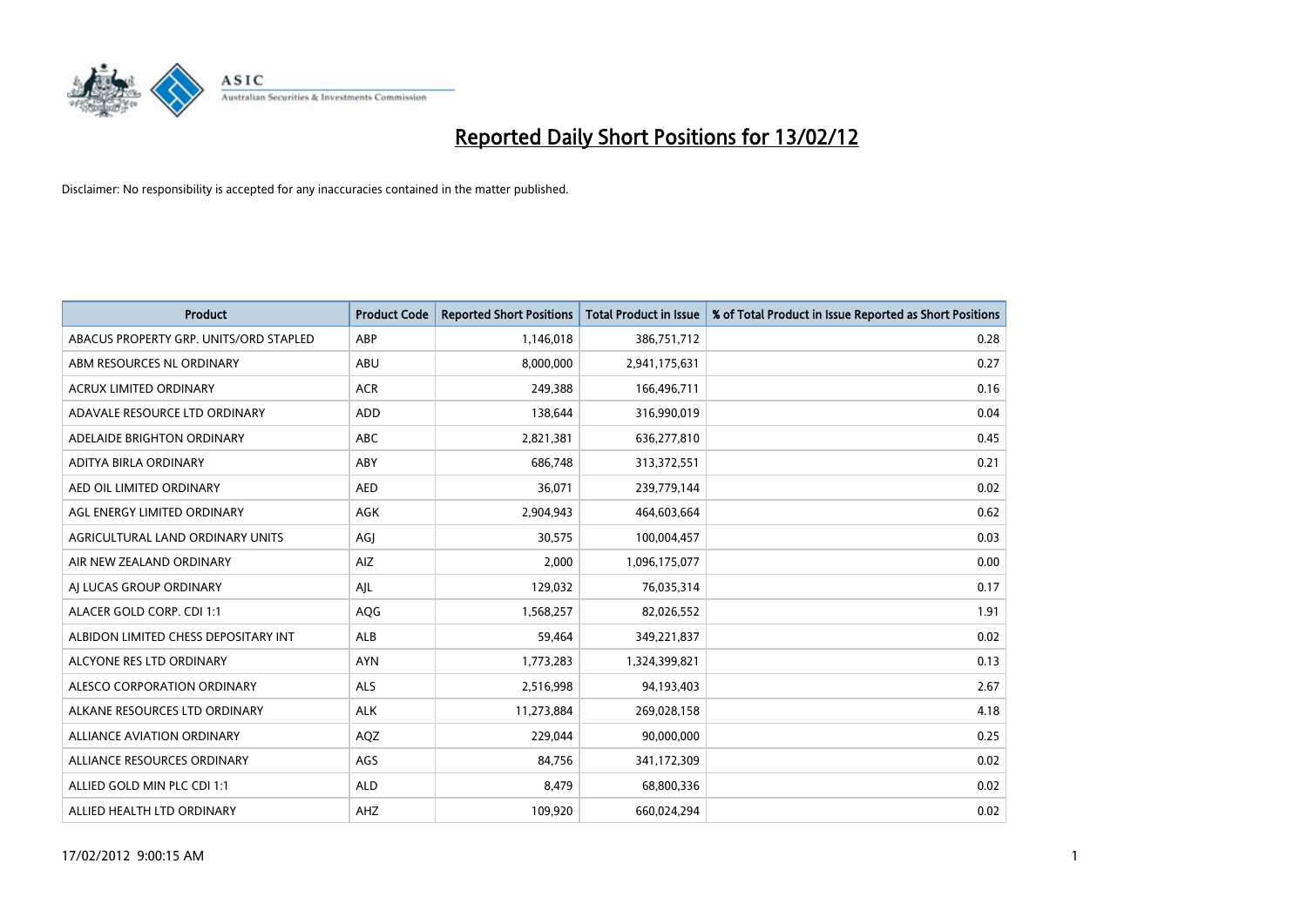# Reported Daily Short Positions for 13/02/12

Disclaimer: No responsibility is accepted for any inaccuracies contained in the matter published.

| Product | Product Code | Reported Short Positions | Total Product in Issue | % of Total Product in Issue Reported as Short Positions |
|---|---|---|---|---|
| ABACUS PROPERTY GRP. UNITS/ORD STAPLED | ABP | 1,146,018 | 386,751,712 | 0.28 |
| ABM RESOURCES NL ORDINARY | ABU | 8,000,000 | 2,941,175,631 | 0.27 |
| ACRUX LIMITED ORDINARY | ACR | 249,388 | 166,496,711 | 0.16 |
| ADAVALE RESOURCE LTD ORDINARY | ADD | 138,644 | 316,990,019 | 0.04 |
| ADELAIDE BRIGHTON ORDINARY | ABC | 2,821,381 | 636,277,810 | 0.45 |
| ADITYA BIRLA ORDINARY | ABY | 686,748 | 313,372,551 | 0.21 |
| AED OIL LIMITED ORDINARY | AED | 36,071 | 239,779,144 | 0.02 |
| AGL ENERGY LIMITED ORDINARY | AGK | 2,904,943 | 464,603,664 | 0.62 |
| AGRICULTURAL LAND ORDINARY UNITS | AGJ | 30,575 | 100,004,457 | 0.03 |
| AIR NEW ZEALAND ORDINARY | AIZ | 2,000 | 1,096,175,077 | 0.00 |
| AJ LUCAS GROUP ORDINARY | AJL | 129,032 | 76,035,314 | 0.17 |
| ALACER GOLD CORP. CDI 1:1 | AQG | 1,568,257 | 82,026,552 | 1.91 |
| ALBIDON LIMITED CHESS DEPOSITARY INT | ALB | 59,464 | 349,221,837 | 0.02 |
| ALCYONE RES LTD ORDINARY | AYN | 1,773,283 | 1,324,399,821 | 0.13 |
| ALESCO CORPORATION ORDINARY | ALS | 2,516,998 | 94,193,403 | 2.67 |
| ALKANE RESOURCES LTD ORDINARY | ALK | 11,273,884 | 269,028,158 | 4.18 |
| ALLIANCE AVIATION ORDINARY | AQZ | 229,044 | 90,000,000 | 0.25 |
| ALLIANCE RESOURCES ORDINARY | AGS | 84,756 | 341,172,309 | 0.02 |
| ALLIED GOLD MIN PLC CDI 1:1 | ALD | 8,479 | 68,800,336 | 0.02 |
| ALLIED HEALTH LTD ORDINARY | AHZ | 109,920 | 660,024,294 | 0.02 |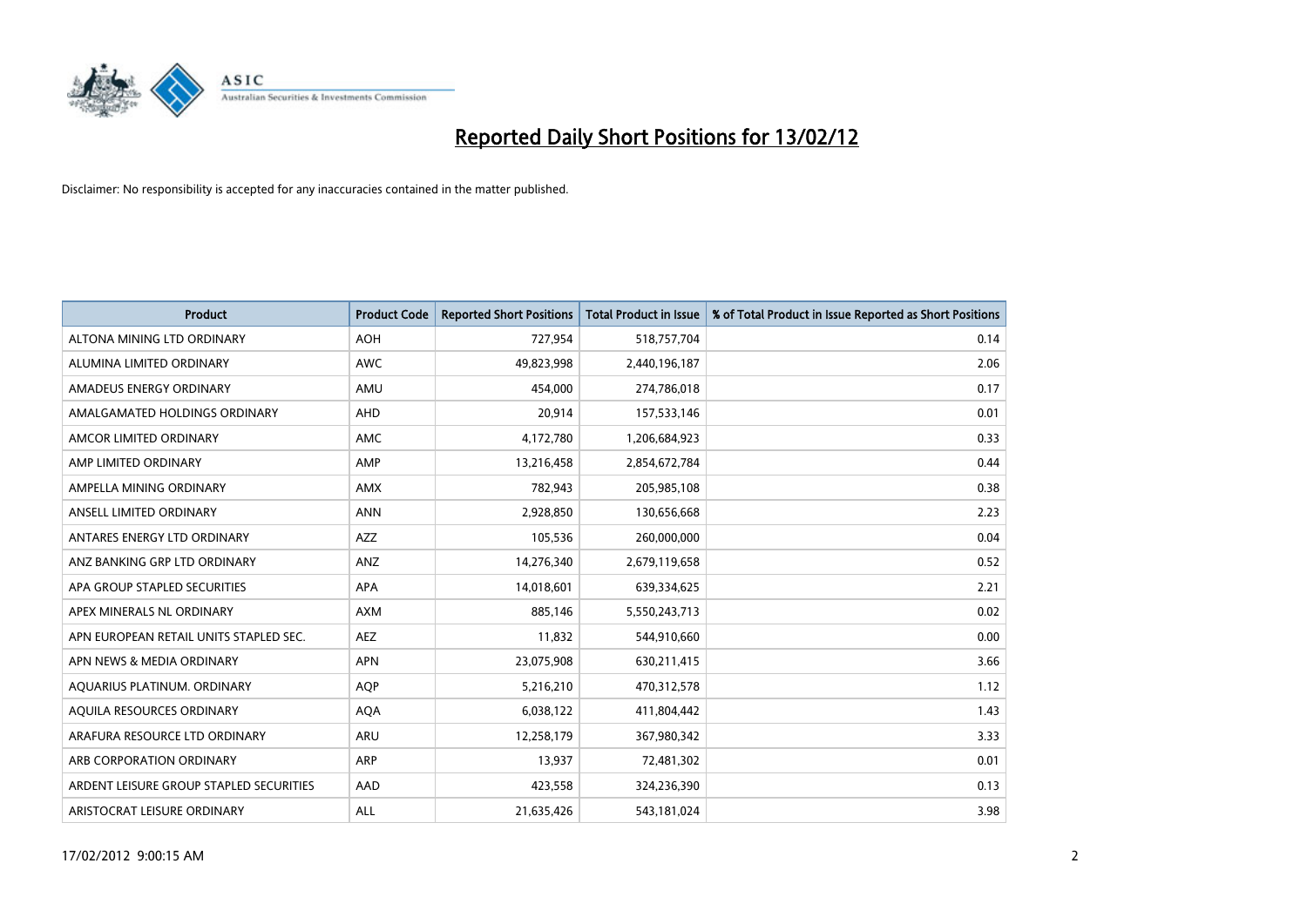# Reported Daily Short Positions for 13/02/12

Disclaimer: No responsibility is accepted for any inaccuracies contained in the matter published.

| Product | Product Code | Reported Short Positions | Total Product in Issue | % of Total Product in Issue Reported as Short Positions |
|---|---|---|---|---|
| ALTONA MINING LTD ORDINARY | AOH | 727,954 | 518,757,704 | 0.14 |
| ALUMINA LIMITED ORDINARY | AWC | 49,823,998 | 2,440,196,187 | 2.06 |
| AMADEUS ENERGY ORDINARY | AMU | 454,000 | 274,786,018 | 0.17 |
| AMALGAMATED HOLDINGS ORDINARY | AHD | 20,914 | 157,533,146 | 0.01 |
| AMCOR LIMITED ORDINARY | AMC | 4,172,780 | 1,206,684,923 | 0.33 |
| AMP LIMITED ORDINARY | AMP | 13,216,458 | 2,854,672,784 | 0.44 |
| AMPELLA MINING ORDINARY | AMX | 782,943 | 205,985,108 | 0.38 |
| ANSELL LIMITED ORDINARY | ANN | 2,928,850 | 130,656,668 | 2.23 |
| ANTARES ENERGY LTD ORDINARY | AZZ | 105,536 | 260,000,000 | 0.04 |
| ANZ BANKING GRP LTD ORDINARY | ANZ | 14,276,340 | 2,679,119,658 | 0.52 |
| APA GROUP STAPLED SECURITIES | APA | 14,018,601 | 639,334,625 | 2.21 |
| APEX MINERALS NL ORDINARY | AXM | 885,146 | 5,550,243,713 | 0.02 |
| APN EUROPEAN RETAIL UNITS STAPLED SEC. | AEZ | 11,832 | 544,910,660 | 0.00 |
| APN NEWS & MEDIA ORDINARY | APN | 23,075,908 | 630,211,415 | 3.66 |
| AQUARIUS PLATINUM. ORDINARY | AQP | 5,216,210 | 470,312,578 | 1.12 |
| AQUILA RESOURCES ORDINARY | AQA | 6,038,122 | 411,804,442 | 1.43 |
| ARAFURA RESOURCE LTD ORDINARY | ARU | 12,258,179 | 367,980,342 | 3.33 |
| ARB CORPORATION ORDINARY | ARP | 13,937 | 72,481,302 | 0.01 |
| ARDENT LEISURE GROUP STAPLED SECURITIES | AAD | 423,558 | 324,236,390 | 0.13 |
| ARISTOCRAT LEISURE ORDINARY | ALL | 21,635,426 | 543,181,024 | 3.98 |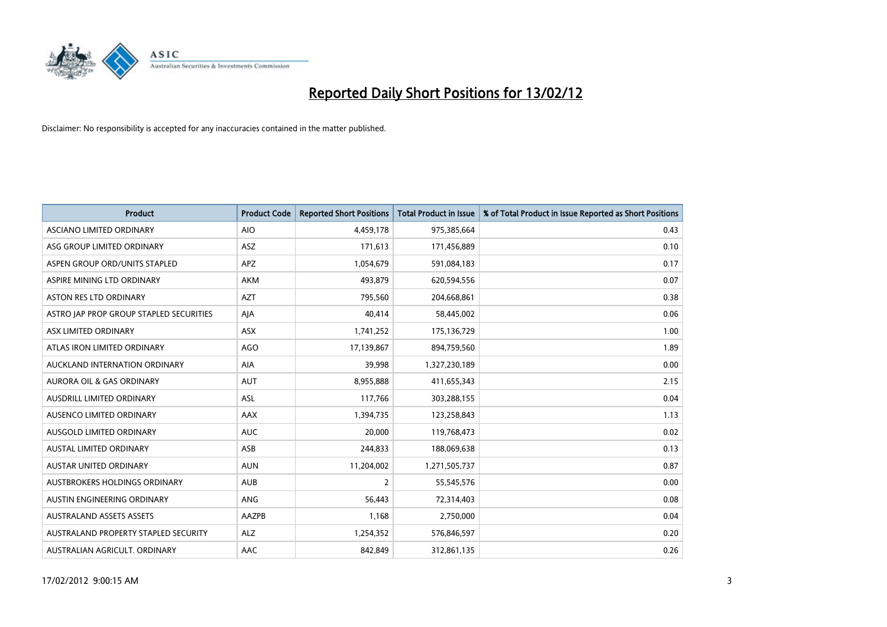# Reported Daily Short Positions for 13/02/12

Disclaimer: No responsibility is accepted for any inaccuracies contained in the matter published.

| Product | Product Code | Reported Short Positions | Total Product in Issue | % of Total Product in Issue Reported as Short Positions |
|---|---|---|---|---|
| ASCIANO LIMITED ORDINARY | AIO | 4,459,178 | 975,385,664 | 0.43 |
| ASG GROUP LIMITED ORDINARY | ASZ | 171,613 | 171,456,889 | 0.10 |
| ASPEN GROUP ORD/UNITS STAPLED | APZ | 1,054,679 | 591,084,183 | 0.17 |
| ASPIRE MINING LTD ORDINARY | AKM | 493,879 | 620,594,556 | 0.07 |
| ASTON RES LTD ORDINARY | AZT | 795,560 | 204,668,861 | 0.38 |
| ASTRO JAP PROP GROUP STAPLED SECURITIES | AJA | 40,414 | 58,445,002 | 0.06 |
| ASX LIMITED ORDINARY | ASX | 1,741,252 | 175,136,729 | 1.00 |
| ATLAS IRON LIMITED ORDINARY | AGO | 17,139,867 | 894,759,560 | 1.89 |
| AUCKLAND INTERNATION ORDINARY | AIA | 39,998 | 1,327,230,189 | 0.00 |
| AURORA OIL & GAS ORDINARY | AUT | 8,955,888 | 411,655,343 | 2.15 |
| AUSDRILL LIMITED ORDINARY | ASL | 117,766 | 303,288,155 | 0.04 |
| AUSENCO LIMITED ORDINARY | AAX | 1,394,735 | 123,258,843 | 1.13 |
| AUSGOLD LIMITED ORDINARY | AUC | 20,000 | 119,768,473 | 0.02 |
| AUSTAL LIMITED ORDINARY | ASB | 244,833 | 188,069,638 | 0.13 |
| AUSTAR UNITED ORDINARY | AUN | 11,204,002 | 1,271,505,737 | 0.87 |
| AUSTBROKERS HOLDINGS ORDINARY | AUB | 2 | 55,545,576 | 0.00 |
| AUSTIN ENGINEERING ORDINARY | ANG | 56,443 | 72,314,403 | 0.08 |
| AUSTRALAND ASSETS ASSETS | AAZPB | 1,168 | 2,750,000 | 0.04 |
| AUSTRALAND PROPERTY STAPLED SECURITY | ALZ | 1,254,352 | 576,846,597 | 0.20 |
| AUSTRALIAN AGRICULT. ORDINARY | AAC | 842,849 | 312,861,135 | 0.26 |

17/02/2012 9:00:15 AM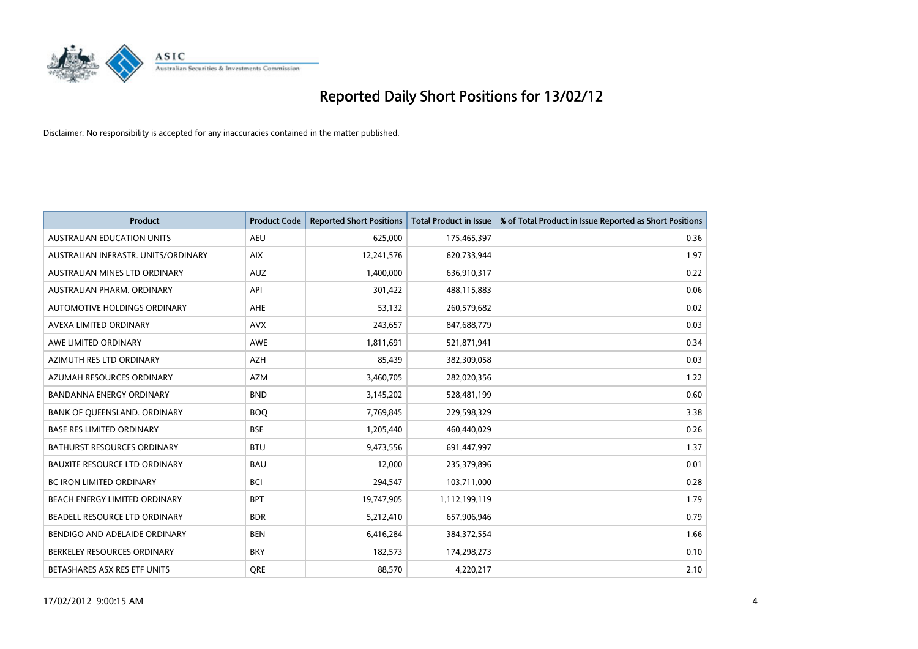# Reported Daily Short Positions for 13/02/12

Disclaimer: No responsibility is accepted for any inaccuracies contained in the matter published.

| Product | Product Code | Reported Short Positions | Total Product in Issue | % of Total Product in Issue Reported as Short Positions |
|---|---|---|---|---|
| AUSTRALIAN EDUCATION UNITS | AEU | 625,000 | 175,465,397 | 0.36 |
| AUSTRALIAN INFRASTR. UNITS/ORDINARY | AIX | 12,241,576 | 620,733,944 | 1.97 |
| AUSTRALIAN MINES LTD ORDINARY | AUZ | 1,400,000 | 636,910,317 | 0.22 |
| AUSTRALIAN PHARM. ORDINARY | API | 301,422 | 488,115,883 | 0.06 |
| AUTOMOTIVE HOLDINGS ORDINARY | AHE | 53,132 | 260,579,682 | 0.02 |
| AVEXA LIMITED ORDINARY | AVX | 243,657 | 847,688,779 | 0.03 |
| AWE LIMITED ORDINARY | AWE | 1,811,691 | 521,871,941 | 0.34 |
| AZIMUTH RES LTD ORDINARY | AZH | 85,439 | 382,309,058 | 0.03 |
| AZUMAH RESOURCES ORDINARY | AZM | 3,460,705 | 282,020,356 | 1.22 |
| BANDANNA ENERGY ORDINARY | BND | 3,145,202 | 528,481,199 | 0.60 |
| BANK OF QUEENSLAND. ORDINARY | BOQ | 7,769,845 | 229,598,329 | 3.38 |
| BASE RES LIMITED ORDINARY | BSE | 1,205,440 | 460,440,029 | 0.26 |
| BATHURST RESOURCES ORDINARY | BTU | 9,473,556 | 691,447,997 | 1.37 |
| BAUXITE RESOURCE LTD ORDINARY | BAU | 12,000 | 235,379,896 | 0.01 |
| BC IRON LIMITED ORDINARY | BCI | 294,547 | 103,711,000 | 0.28 |
| BEACH ENERGY LIMITED ORDINARY | BPT | 19,747,905 | 1,112,199,119 | 1.79 |
| BEADELL RESOURCE LTD ORDINARY | BDR | 5,212,410 | 657,906,946 | 0.79 |
| BENDIGO AND ADELAIDE ORDINARY | BEN | 6,416,284 | 384,372,554 | 1.66 |
| BERKELEY RESOURCES ORDINARY | BKY | 182,573 | 174,298,273 | 0.10 |
| BETASHARES ASX RES ETF UNITS | QRE | 88,570 | 4,220,217 | 2.10 |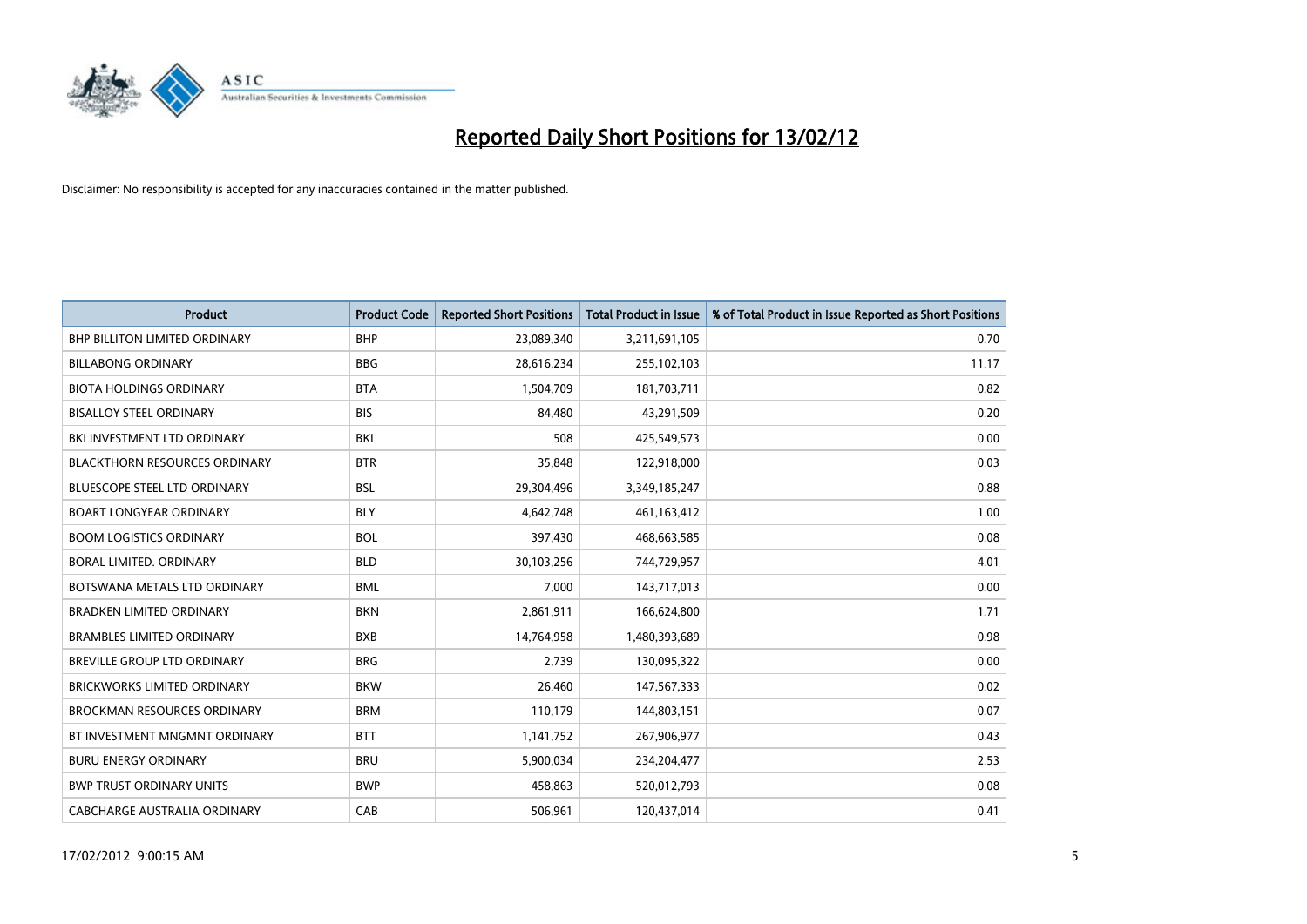# Reported Daily Short Positions for 13/02/12

Disclaimer: No responsibility is accepted for any inaccuracies contained in the matter published.

| Product | Product Code | Reported Short Positions | Total Product in Issue | % of Total Product in Issue Reported as Short Positions |
|---|---|---|---|---|
| BHP BILLITON LIMITED ORDINARY | BHP | 23,089,340 | 3,211,691,105 | 0.70 |
| BILLABONG ORDINARY | BBG | 28,616,234 | 255,102,103 | 11.17 |
| BIOTA HOLDINGS ORDINARY | BTA | 1,504,709 | 181,703,711 | 0.82 |
| BISALLOY STEEL ORDINARY | BIS | 84,480 | 43,291,509 | 0.20 |
| BKI INVESTMENT LTD ORDINARY | BKI | 508 | 425,549,573 | 0.00 |
| BLACKTHORN RESOURCES ORDINARY | BTR | 35,848 | 122,918,000 | 0.03 |
| BLUESCOPE STEEL LTD ORDINARY | BSL | 29,304,496 | 3,349,185,247 | 0.88 |
| BOART LONGYEAR ORDINARY | BLY | 4,642,748 | 461,163,412 | 1.00 |
| BOOM LOGISTICS ORDINARY | BOL | 397,430 | 468,663,585 | 0.08 |
| BORAL LIMITED. ORDINARY | BLD | 30,103,256 | 744,729,957 | 4.01 |
| BOTSWANA METALS LTD ORDINARY | BML | 7,000 | 143,717,013 | 0.00 |
| BRADKEN LIMITED ORDINARY | BKN | 2,861,911 | 166,624,800 | 1.71 |
| BRAMBLES LIMITED ORDINARY | BXB | 14,764,958 | 1,480,393,689 | 0.98 |
| BREVILLE GROUP LTD ORDINARY | BRG | 2,739 | 130,095,322 | 0.00 |
| BRICKWORKS LIMITED ORDINARY | BKW | 26,460 | 147,567,333 | 0.02 |
| BROCKMAN RESOURCES ORDINARY | BRM | 110,179 | 144,803,151 | 0.07 |
| BT INVESTMENT MNGMNT ORDINARY | BTT | 1,141,752 | 267,906,977 | 0.43 |
| BURU ENERGY ORDINARY | BRU | 5,900,034 | 234,204,477 | 2.53 |
| BWP TRUST ORDINARY UNITS | BWP | 458,863 | 520,012,793 | 0.08 |
| CABCHARGE AUSTRALIA ORDINARY | CAB | 506,961 | 120,437,014 | 0.41 |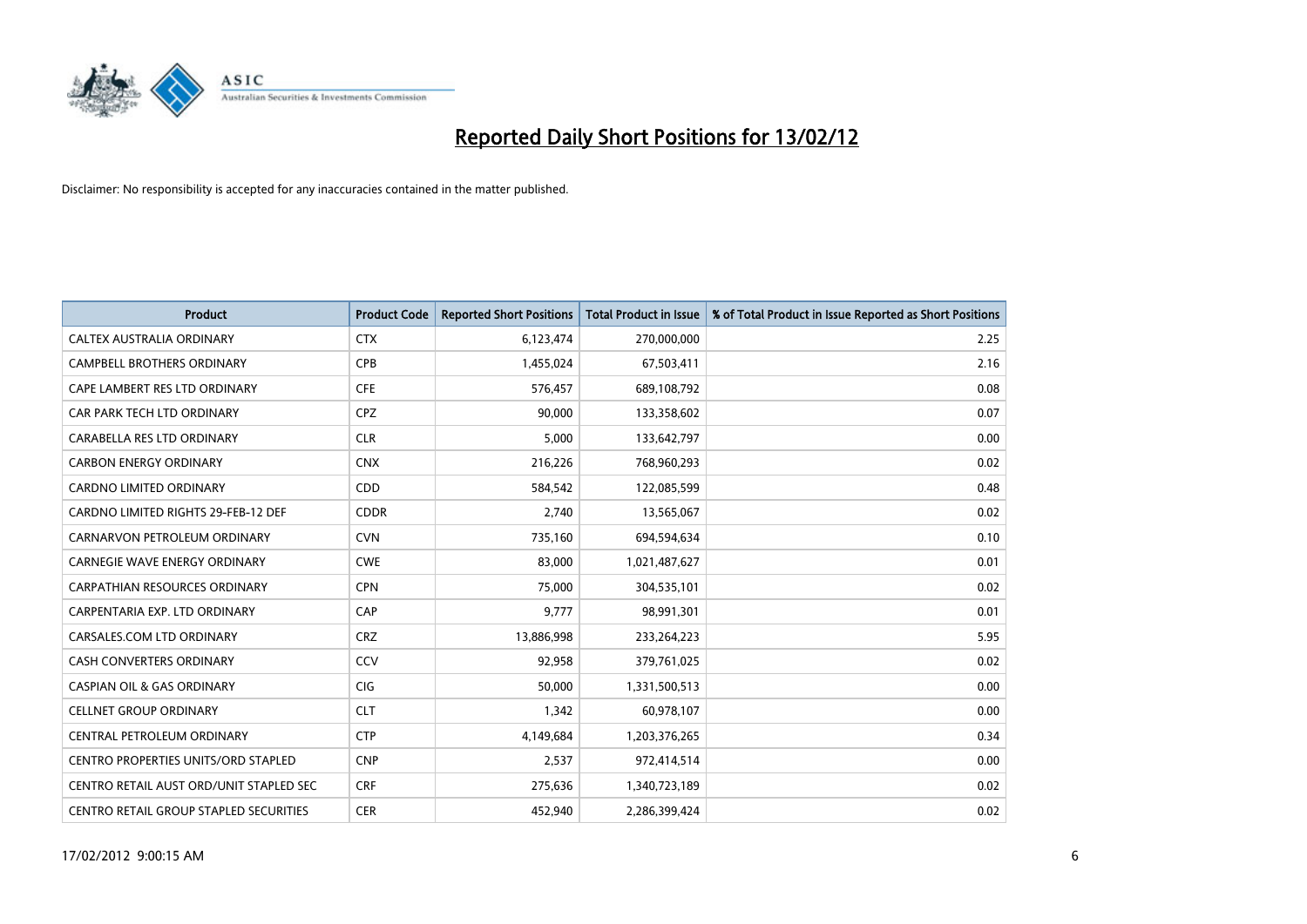# Reported Daily Short Positions for 13/02/12

Disclaimer: No responsibility is accepted for any inaccuracies contained in the matter published.

| Product | Product Code | Reported Short Positions | Total Product in Issue | % of Total Product in Issue Reported as Short Positions |
|---|---|---|---|---|
| CALTEX AUSTRALIA ORDINARY | CTX | 6,123,474 | 270,000,000 | 2.25 |
| CAMPBELL BROTHERS ORDINARY | CPB | 1,455,024 | 67,503,411 | 2.16 |
| CAPE LAMBERT RES LTD ORDINARY | CFE | 576,457 | 689,108,792 | 0.08 |
| CAR PARK TECH LTD ORDINARY | CPZ | 90,000 | 133,358,602 | 0.07 |
| CARABELLA RES LTD ORDINARY | CLR | 5,000 | 133,642,797 | 0.00 |
| CARBON ENERGY ORDINARY | CNX | 216,226 | 768,960,293 | 0.02 |
| CARDNO LIMITED ORDINARY | CDD | 584,542 | 122,085,599 | 0.48 |
| CARDNO LIMITED RIGHTS 29-FEB-12 DEF | CDDR | 2,740 | 13,565,067 | 0.02 |
| CARNARVON PETROLEUM ORDINARY | CVN | 735,160 | 694,594,634 | 0.10 |
| CARNEGIE WAVE ENERGY ORDINARY | CWE | 83,000 | 1,021,487,627 | 0.01 |
| CARPATHIAN RESOURCES ORDINARY | CPN | 75,000 | 304,535,101 | 0.02 |
| CARPENTARIA EXP. LTD ORDINARY | CAP | 9,777 | 98,991,301 | 0.01 |
| CARSALES.COM LTD ORDINARY | CRZ | 13,886,998 | 233,264,223 | 5.95 |
| CASH CONVERTERS ORDINARY | CCV | 92,958 | 379,761,025 | 0.02 |
| CASPIAN OIL & GAS ORDINARY | CIG | 50,000 | 1,331,500,513 | 0.00 |
| CELLNET GROUP ORDINARY | CLT | 1,342 | 60,978,107 | 0.00 |
| CENTRAL PETROLEUM ORDINARY | CTP | 4,149,684 | 1,203,376,265 | 0.34 |
| CENTRO PROPERTIES UNITS/ORD STAPLED | CNP | 2,537 | 972,414,514 | 0.00 |
| CENTRO RETAIL AUST ORD/UNIT STAPLED SEC | CRF | 275,636 | 1,340,723,189 | 0.02 |
| CENTRO RETAIL GROUP STAPLED SECURITIES | CER | 452,940 | 2,286,399,424 | 0.02 |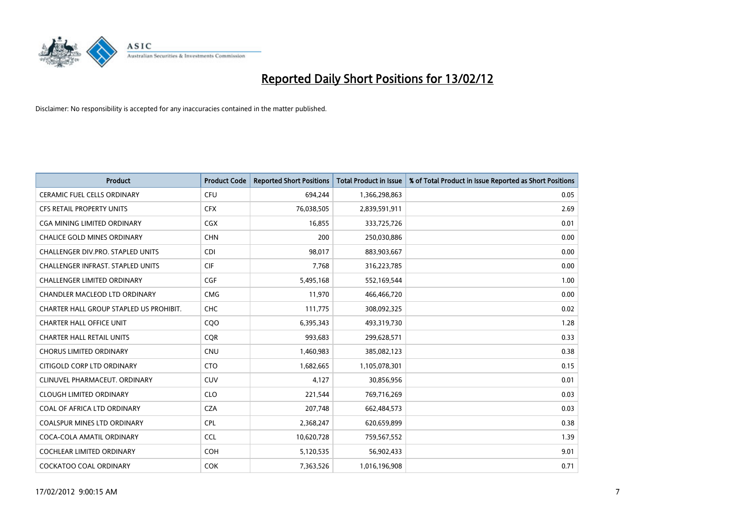# Reported Daily Short Positions for 13/02/12

Disclaimer: No responsibility is accepted for any inaccuracies contained in the matter published.

| Product | Product Code | Reported Short Positions | Total Product in Issue | % of Total Product in Issue Reported as Short Positions |
|---|---|---|---|---|
| CERAMIC FUEL CELLS ORDINARY | CFU | 694,244 | 1,366,298,863 | 0.05 |
| CFS RETAIL PROPERTY UNITS | CFX | 76,038,505 | 2,839,591,911 | 2.69 |
| CGA MINING LIMITED ORDINARY | CGX | 16,855 | 333,725,726 | 0.01 |
| CHALICE GOLD MINES ORDINARY | CHN | 200 | 250,030,886 | 0.00 |
| CHALLENGER DIV.PRO. STAPLED UNITS | CDI | 98,017 | 883,903,667 | 0.00 |
| CHALLENGER INFRAST. STAPLED UNITS | CIF | 7,768 | 316,223,785 | 0.00 |
| CHALLENGER LIMITED ORDINARY | CGF | 5,495,168 | 552,169,544 | 1.00 |
| CHANDLER MACLEOD LTD ORDINARY | CMG | 11,970 | 466,466,720 | 0.00 |
| CHARTER HALL GROUP STAPLED US PROHIBIT. | CHC | 111,775 | 308,092,325 | 0.02 |
| CHARTER HALL OFFICE UNIT | CQO | 6,395,343 | 493,319,730 | 1.28 |
| CHARTER HALL RETAIL UNITS | CQR | 993,683 | 299,628,571 | 0.33 |
| CHORUS LIMITED ORDINARY | CNU | 1,460,983 | 385,082,123 | 0.38 |
| CITIGOLD CORP LTD ORDINARY | CTO | 1,682,665 | 1,105,078,301 | 0.15 |
| CLINUVEL PHARMACEUT. ORDINARY | CUV | 4,127 | 30,856,956 | 0.01 |
| CLOUGH LIMITED ORDINARY | CLO | 221,544 | 769,716,269 | 0.03 |
| COAL OF AFRICA LTD ORDINARY | CZA | 207,748 | 662,484,573 | 0.03 |
| COALSPUR MINES LTD ORDINARY | CPL | 2,368,247 | 620,659,899 | 0.38 |
| COCA-COLA AMATIL ORDINARY | CCL | 10,620,728 | 759,567,552 | 1.39 |
| COCHLEAR LIMITED ORDINARY | COH | 5,120,535 | 56,902,433 | 9.01 |
| COCKATOO COAL ORDINARY | COK | 7,363,526 | 1,016,196,908 | 0.71 |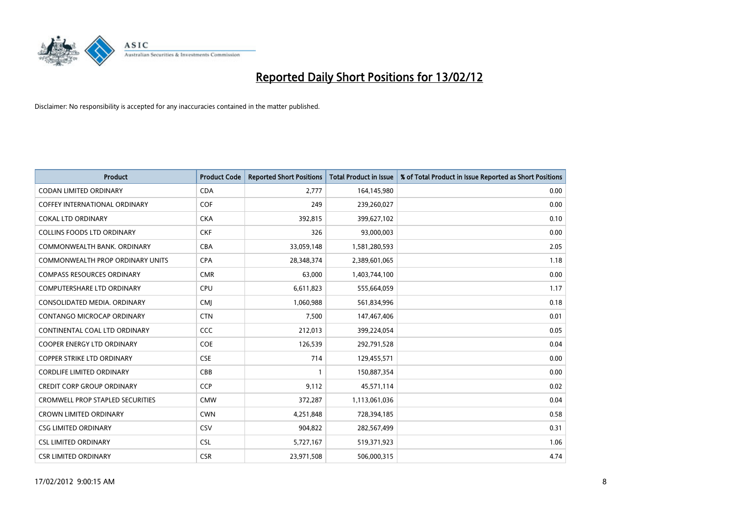# Reported Daily Short Positions for 13/02/12

Disclaimer: No responsibility is accepted for any inaccuracies contained in the matter published.

| Product | Product Code | Reported Short Positions | Total Product in Issue | % of Total Product in Issue Reported as Short Positions |
|---|---|---|---|---|
| CODAN LIMITED ORDINARY | CDA | 2,777 | 164,145,980 | 0.00 |
| COFFEY INTERNATIONAL ORDINARY | COF | 249 | 239,260,027 | 0.00 |
| COKAL LTD ORDINARY | CKA | 392,815 | 399,627,102 | 0.10 |
| COLLINS FOODS LTD ORDINARY | CKF | 326 | 93,000,003 | 0.00 |
| COMMONWEALTH BANK. ORDINARY | CBA | 33,059,148 | 1,581,280,593 | 2.05 |
| COMMONWEALTH PROP ORDINARY UNITS | CPA | 28,348,374 | 2,389,601,065 | 1.18 |
| COMPASS RESOURCES ORDINARY | CMR | 63,000 | 1,403,744,100 | 0.00 |
| COMPUTERSHARE LTD ORDINARY | CPU | 6,611,823 | 555,664,059 | 1.17 |
| CONSOLIDATED MEDIA. ORDINARY | CMJ | 1,060,988 | 561,834,996 | 0.18 |
| CONTANGO MICROCAP ORDINARY | CTN | 7,500 | 147,467,406 | 0.01 |
| CONTINENTAL COAL LTD ORDINARY | CCC | 212,013 | 399,224,054 | 0.05 |
| COOPER ENERGY LTD ORDINARY | COE | 126,539 | 292,791,528 | 0.04 |
| COPPER STRIKE LTD ORDINARY | CSE | 714 | 129,455,571 | 0.00 |
| CORDLIFE LIMITED ORDINARY | CBB | 1 | 150,887,354 | 0.00 |
| CREDIT CORP GROUP ORDINARY | CCP | 9,112 | 45,571,114 | 0.02 |
| CROMWELL PROP STAPLED SECURITIES | CMW | 372,287 | 1,113,061,036 | 0.04 |
| CROWN LIMITED ORDINARY | CWN | 4,251,848 | 728,394,185 | 0.58 |
| CSG LIMITED ORDINARY | CSV | 904,822 | 282,567,499 | 0.31 |
| CSL LIMITED ORDINARY | CSL | 5,727,167 | 519,371,923 | 1.06 |
| CSR LIMITED ORDINARY | CSR | 23,971,508 | 506,000,315 | 4.74 |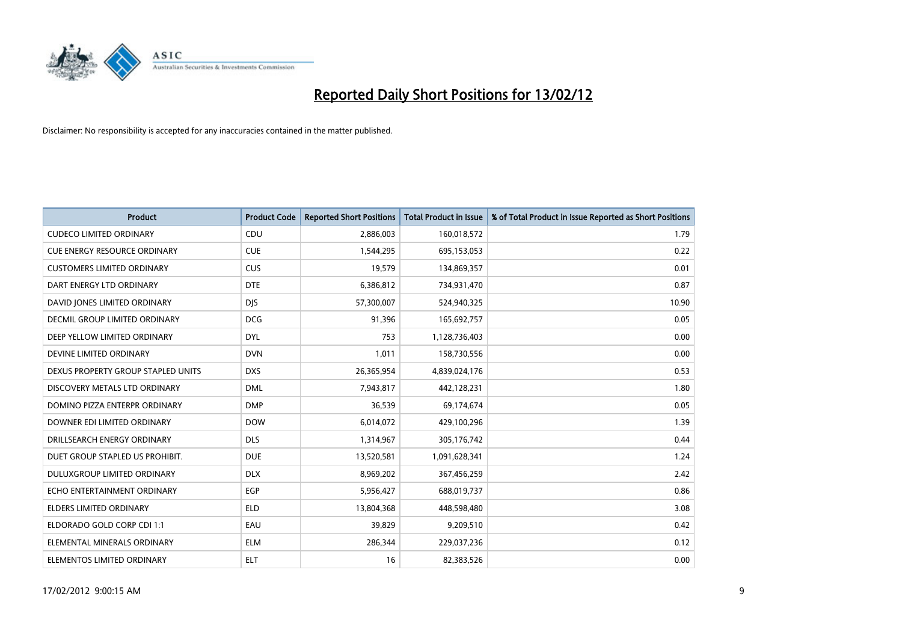# Reported Daily Short Positions for 13/02/12

Disclaimer: No responsibility is accepted for any inaccuracies contained in the matter published.

| Product | Product Code | Reported Short Positions | Total Product in Issue | % of Total Product in Issue Reported as Short Positions |
|---|---|---|---|---|
| CUDECO LIMITED ORDINARY | CDU | 2,886,003 | 160,018,572 | 1.79 |
| CUE ENERGY RESOURCE ORDINARY | CUE | 1,544,295 | 695,153,053 | 0.22 |
| CUSTOMERS LIMITED ORDINARY | CUS | 19,579 | 134,869,357 | 0.01 |
| DART ENERGY LTD ORDINARY | DTE | 6,386,812 | 734,931,470 | 0.87 |
| DAVID JONES LIMITED ORDINARY | DJS | 57,300,007 | 524,940,325 | 10.90 |
| DECMIL GROUP LIMITED ORDINARY | DCG | 91,396 | 165,692,757 | 0.05 |
| DEEP YELLOW LIMITED ORDINARY | DYL | 753 | 1,128,736,403 | 0.00 |
| DEVINE LIMITED ORDINARY | DVN | 1,011 | 158,730,556 | 0.00 |
| DEXUS PROPERTY GROUP STAPLED UNITS | DXS | 26,365,954 | 4,839,024,176 | 0.53 |
| DISCOVERY METALS LTD ORDINARY | DML | 7,943,817 | 442,128,231 | 1.80 |
| DOMINO PIZZA ENTERPR ORDINARY | DMP | 36,539 | 69,174,674 | 0.05 |
| DOWNER EDI LIMITED ORDINARY | DOW | 6,014,072 | 429,100,296 | 1.39 |
| DRILLSEARCH ENERGY ORDINARY | DLS | 1,314,967 | 305,176,742 | 0.44 |
| DUET GROUP STAPLED US PROHIBIT. | DUE | 13,520,581 | 1,091,628,341 | 1.24 |
| DULUXGROUP LIMITED ORDINARY | DLX | 8,969,202 | 367,456,259 | 2.42 |
| ECHO ENTERTAINMENT ORDINARY | EGP | 5,956,427 | 688,019,737 | 0.86 |
| ELDERS LIMITED ORDINARY | ELD | 13,804,368 | 448,598,480 | 3.08 |
| ELDORADO GOLD CORP CDI 1:1 | EAU | 39,829 | 9,209,510 | 0.42 |
| ELEMENTAL MINERALS ORDINARY | ELM | 286,344 | 229,037,236 | 0.12 |
| ELEMENTOS LIMITED ORDINARY | ELT | 16 | 82,383,526 | 0.00 |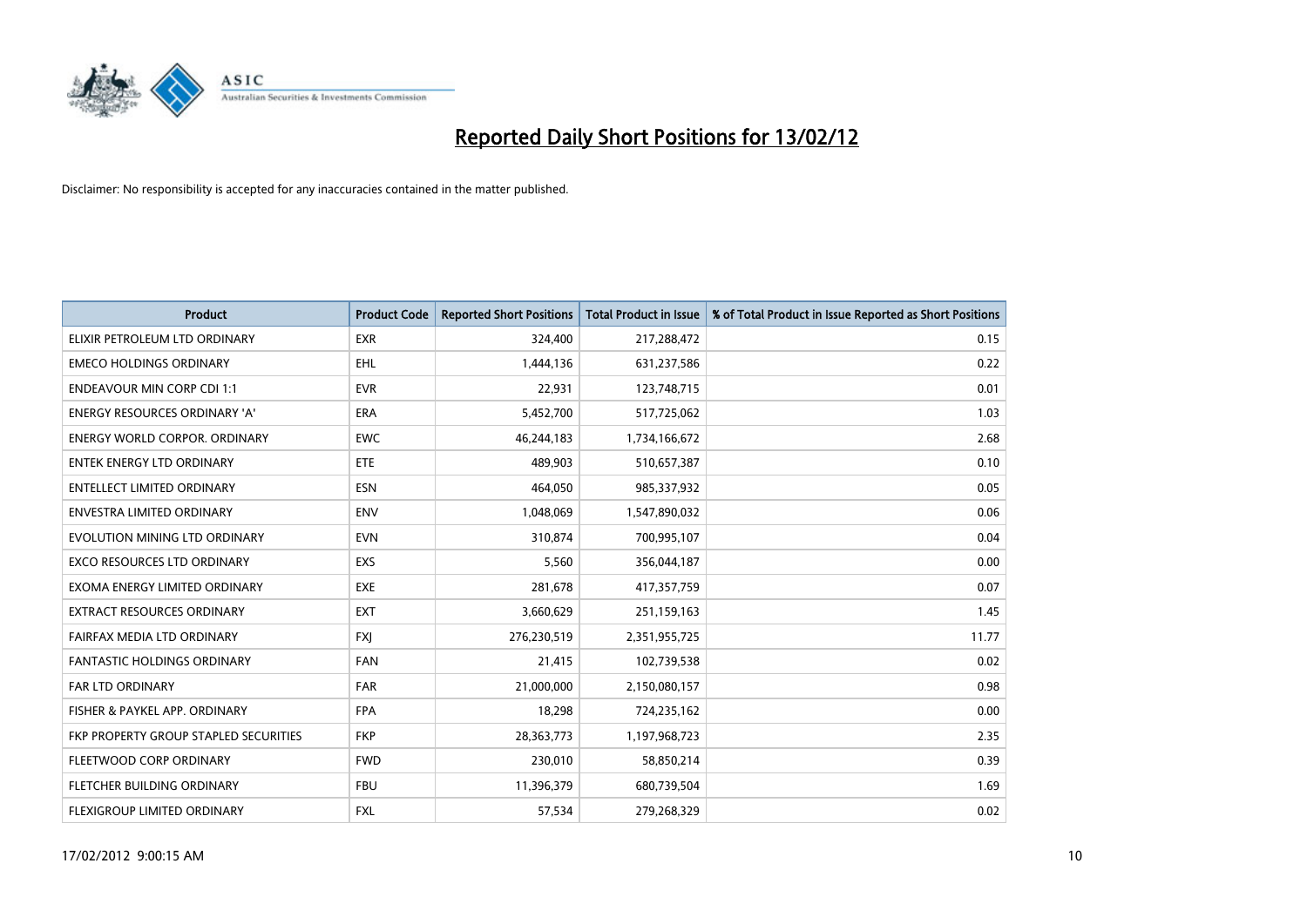# Reported Daily Short Positions for 13/02/12

Disclaimer: No responsibility is accepted for any inaccuracies contained in the matter published.

| Product | Product Code | Reported Short Positions | Total Product in Issue | % of Total Product in Issue Reported as Short Positions |
|---|---|---|---|---|
| ELIXIR PETROLEUM LTD ORDINARY | EXR | 324,400 | 217,288,472 | 0.15 |
| EMECO HOLDINGS ORDINARY | EHL | 1,444,136 | 631,237,586 | 0.22 |
| ENDEAVOUR MIN CORP CDI 1:1 | EVR | 22,931 | 123,748,715 | 0.01 |
| ENERGY RESOURCES ORDINARY 'A' | ERA | 5,452,700 | 517,725,062 | 1.03 |
| ENERGY WORLD CORPOR. ORDINARY | EWC | 46,244,183 | 1,734,166,672 | 2.68 |
| ENTEK ENERGY LTD ORDINARY | ETE | 489,903 | 510,657,387 | 0.10 |
| ENTELLECT LIMITED ORDINARY | ESN | 464,050 | 985,337,932 | 0.05 |
| ENVESTRA LIMITED ORDINARY | ENV | 1,048,069 | 1,547,890,032 | 0.06 |
| EVOLUTION MINING LTD ORDINARY | EVN | 310,874 | 700,995,107 | 0.04 |
| EXCO RESOURCES LTD ORDINARY | EXS | 5,560 | 356,044,187 | 0.00 |
| EXOMA ENERGY LIMITED ORDINARY | EXE | 281,678 | 417,357,759 | 0.07 |
| EXTRACT RESOURCES ORDINARY | EXT | 3,660,629 | 251,159,163 | 1.45 |
| FAIRFAX MEDIA LTD ORDINARY | FXJ | 276,230,519 | 2,351,955,725 | 11.77 |
| FANTASTIC HOLDINGS ORDINARY | FAN | 21,415 | 102,739,538 | 0.02 |
| FAR LTD ORDINARY | FAR | 21,000,000 | 2,150,080,157 | 0.98 |
| FISHER & PAYKEL APP. ORDINARY | FPA | 18,298 | 724,235,162 | 0.00 |
| FKP PROPERTY GROUP STAPLED SECURITIES | FKP | 28,363,773 | 1,197,968,723 | 2.35 |
| FLEETWOOD CORP ORDINARY | FWD | 230,010 | 58,850,214 | 0.39 |
| FLETCHER BUILDING ORDINARY | FBU | 11,396,379 | 680,739,504 | 1.69 |
| FLEXIGROUP LIMITED ORDINARY | FXL | 57,534 | 279,268,329 | 0.02 |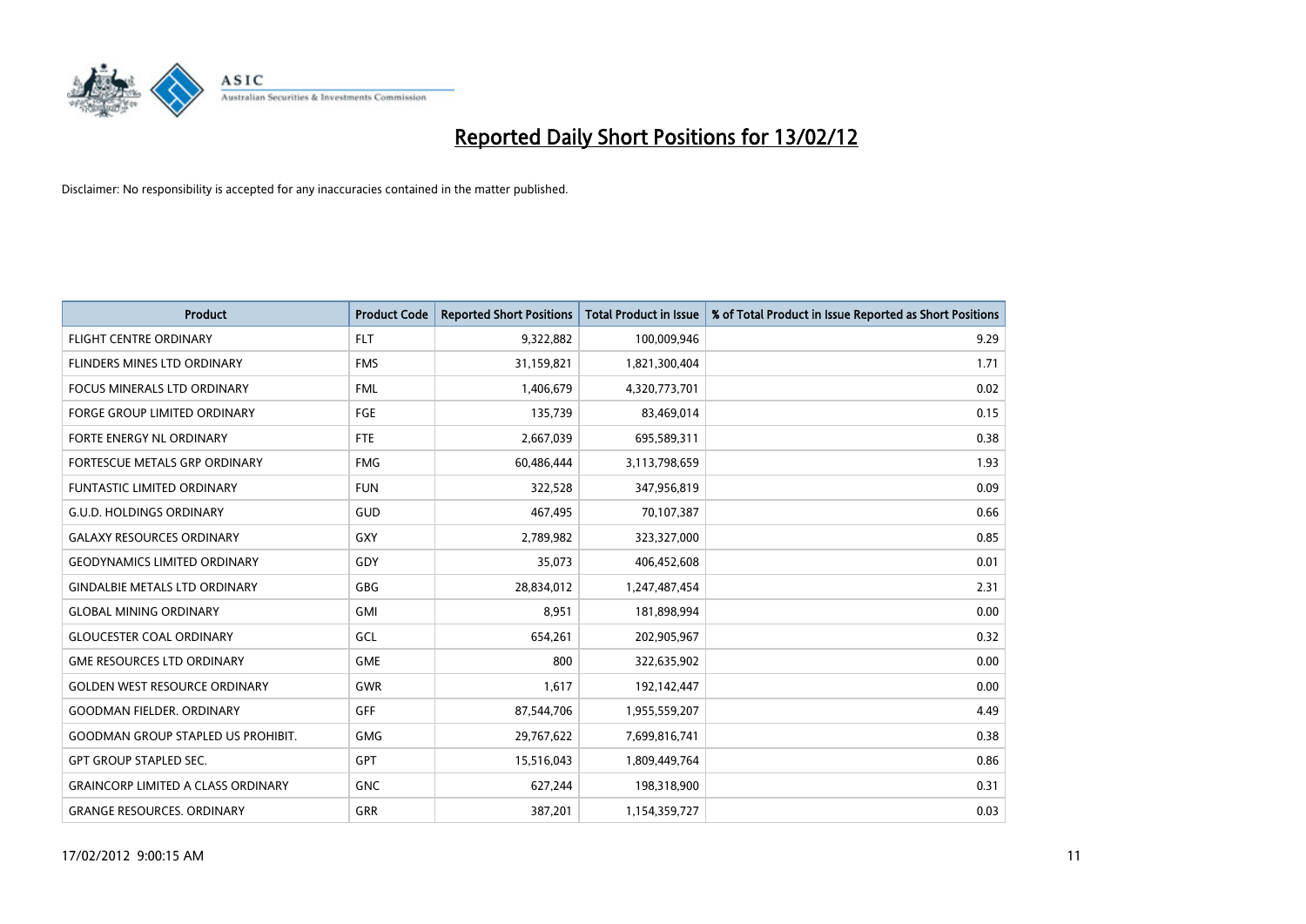# Reported Daily Short Positions for 13/02/12

Disclaimer: No responsibility is accepted for any inaccuracies contained in the matter published.

| Product | Product Code | Reported Short Positions | Total Product in Issue | % of Total Product in Issue Reported as Short Positions |
|---|---|---|---|---|
| FLIGHT CENTRE ORDINARY | FLT | 9,322,882 | 100,009,946 | 9.29 |
| FLINDERS MINES LTD ORDINARY | FMS | 31,159,821 | 1,821,300,404 | 1.71 |
| FOCUS MINERALS LTD ORDINARY | FML | 1,406,679 | 4,320,773,701 | 0.02 |
| FORGE GROUP LIMITED ORDINARY | FGE | 135,739 | 83,469,014 | 0.15 |
| FORTE ENERGY NL ORDINARY | FTE | 2,667,039 | 695,589,311 | 0.38 |
| FORTESCUE METALS GRP ORDINARY | FMG | 60,486,444 | 3,113,798,659 | 1.93 |
| FUNTASTIC LIMITED ORDINARY | FUN | 322,528 | 347,956,819 | 0.09 |
| G.U.D. HOLDINGS ORDINARY | GUD | 467,495 | 70,107,387 | 0.66 |
| GALAXY RESOURCES ORDINARY | GXY | 2,789,982 | 323,327,000 | 0.85 |
| GEODYNAMICS LIMITED ORDINARY | GDY | 35,073 | 406,452,608 | 0.01 |
| GINDALBIE METALS LTD ORDINARY | GBG | 28,834,012 | 1,247,487,454 | 2.31 |
| GLOBAL MINING ORDINARY | GMI | 8,951 | 181,898,994 | 0.00 |
| GLOUCESTER COAL ORDINARY | GCL | 654,261 | 202,905,967 | 0.32 |
| GME RESOURCES LTD ORDINARY | GME | 800 | 322,635,902 | 0.00 |
| GOLDEN WEST RESOURCE ORDINARY | GWR | 1,617 | 192,142,447 | 0.00 |
| GOODMAN FIELDER. ORDINARY | GFF | 87,544,706 | 1,955,559,207 | 4.49 |
| GOODMAN GROUP STAPLED US PROHIBIT. | GMG | 29,767,622 | 7,699,816,741 | 0.38 |
| GPT GROUP STAPLED SEC. | GPT | 15,516,043 | 1,809,449,764 | 0.86 |
| GRAINCORP LIMITED A CLASS ORDINARY | GNC | 627,244 | 198,318,900 | 0.31 |
| GRANGE RESOURCES. ORDINARY | GRR | 387,201 | 1,154,359,727 | 0.03 |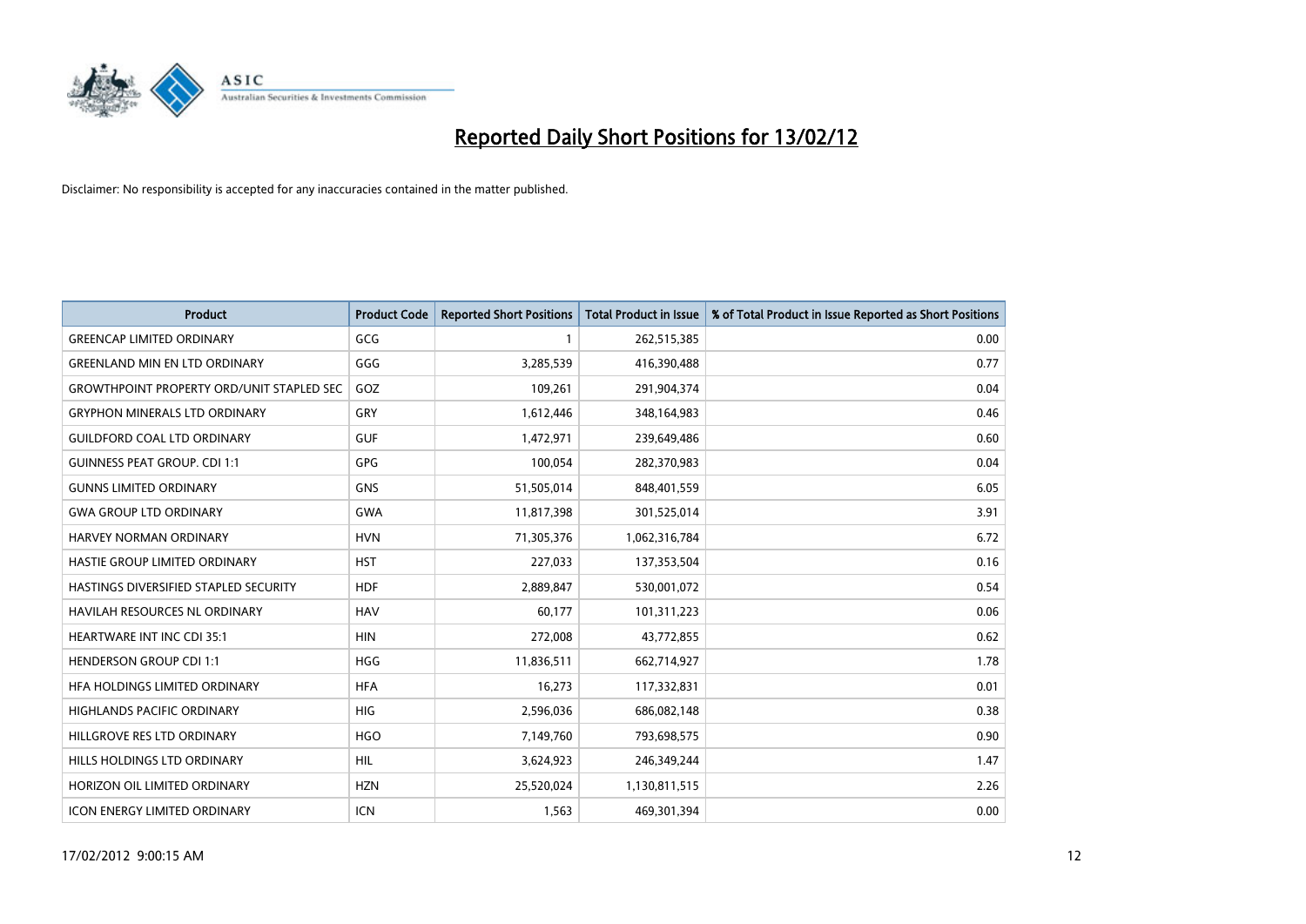# Reported Daily Short Positions for 13/02/12

Disclaimer: No responsibility is accepted for any inaccuracies contained in the matter published.

| Product | Product Code | Reported Short Positions | Total Product in Issue | % of Total Product in Issue Reported as Short Positions |
|---|---|---|---|---|
| GREENCAP LIMITED ORDINARY | GCG | 1 | 262,515,385 | 0.00 |
| GREENLAND MIN EN LTD ORDINARY | GGG | 3,285,539 | 416,390,488 | 0.77 |
| GROWTHPOINT PROPERTY ORD/UNIT STAPLED SEC | GOZ | 109,261 | 291,904,374 | 0.04 |
| GRYPHON MINERALS LTD ORDINARY | GRY | 1,612,446 | 348,164,983 | 0.46 |
| GUILDFORD COAL LTD ORDINARY | GUF | 1,472,971 | 239,649,486 | 0.60 |
| GUINNESS PEAT GROUP. CDI 1:1 | GPG | 100,054 | 282,370,983 | 0.04 |
| GUNNS LIMITED ORDINARY | GNS | 51,505,014 | 848,401,559 | 6.05 |
| GWA GROUP LTD ORDINARY | GWA | 11,817,398 | 301,525,014 | 3.91 |
| HARVEY NORMAN ORDINARY | HVN | 71,305,376 | 1,062,316,784 | 6.72 |
| HASTIE GROUP LIMITED ORDINARY | HST | 227,033 | 137,353,504 | 0.16 |
| HASTINGS DIVERSIFIED STAPLED SECURITY | HDF | 2,889,847 | 530,001,072 | 0.54 |
| HAVILAH RESOURCES NL ORDINARY | HAV | 60,177 | 101,311,223 | 0.06 |
| HEARTWARE INT INC CDI 35:1 | HIN | 272,008 | 43,772,855 | 0.62 |
| HENDERSON GROUP CDI 1:1 | HGG | 11,836,511 | 662,714,927 | 1.78 |
| HFA HOLDINGS LIMITED ORDINARY | HFA | 16,273 | 117,332,831 | 0.01 |
| HIGHLANDS PACIFIC ORDINARY | HIG | 2,596,036 | 686,082,148 | 0.38 |
| HILLGROVE RES LTD ORDINARY | HGO | 7,149,760 | 793,698,575 | 0.90 |
| HILLS HOLDINGS LTD ORDINARY | HIL | 3,624,923 | 246,349,244 | 1.47 |
| HORIZON OIL LIMITED ORDINARY | HZN | 25,520,024 | 1,130,811,515 | 2.26 |
| ICON ENERGY LIMITED ORDINARY | ICN | 1,563 | 469,301,394 | 0.00 |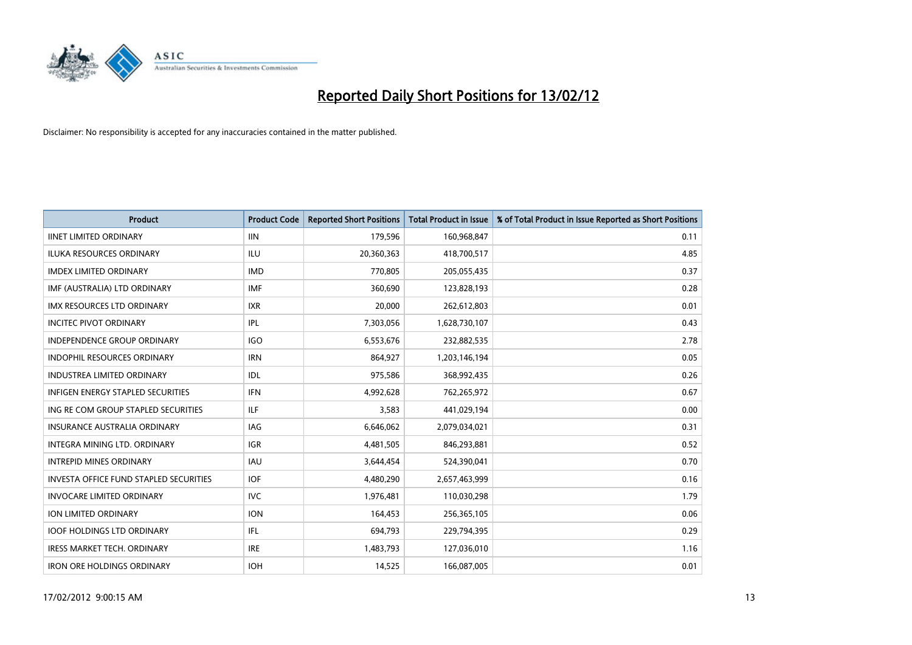# Reported Daily Short Positions for 13/02/12

Disclaimer: No responsibility is accepted for any inaccuracies contained in the matter published.

| Product | Product Code | Reported Short Positions | Total Product in Issue | % of Total Product in Issue Reported as Short Positions |
|---|---|---|---|---|
| IINET LIMITED ORDINARY | IIN | 179,596 | 160,968,847 | 0.11 |
| ILUKA RESOURCES ORDINARY | ILU | 20,360,363 | 418,700,517 | 4.85 |
| IMDEX LIMITED ORDINARY | IMD | 770,805 | 205,055,435 | 0.37 |
| IMF (AUSTRALIA) LTD ORDINARY | IMF | 360,690 | 123,828,193 | 0.28 |
| IMX RESOURCES LTD ORDINARY | IXR | 20,000 | 262,612,803 | 0.01 |
| INCITEC PIVOT ORDINARY | IPL | 7,303,056 | 1,628,730,107 | 0.43 |
| INDEPENDENCE GROUP ORDINARY | IGO | 6,553,676 | 232,882,535 | 2.78 |
| INDOPHIL RESOURCES ORDINARY | IRN | 864,927 | 1,203,146,194 | 0.05 |
| INDUSTREA LIMITED ORDINARY | IDL | 975,586 | 368,992,435 | 0.26 |
| INFIGEN ENERGY STAPLED SECURITIES | IFN | 4,992,628 | 762,265,972 | 0.67 |
| ING RE COM GROUP STAPLED SECURITIES | ILF | 3,583 | 441,029,194 | 0.00 |
| INSURANCE AUSTRALIA ORDINARY | IAG | 6,646,062 | 2,079,034,021 | 0.31 |
| INTEGRA MINING LTD. ORDINARY | IGR | 4,481,505 | 846,293,881 | 0.52 |
| INTREPID MINES ORDINARY | IAU | 3,644,454 | 524,390,041 | 0.70 |
| INVESTA OFFICE FUND STAPLED SECURITIES | IOF | 4,480,290 | 2,657,463,999 | 0.16 |
| INVOCARE LIMITED ORDINARY | IVC | 1,976,481 | 110,030,298 | 1.79 |
| ION LIMITED ORDINARY | ION | 164,453 | 256,365,105 | 0.06 |
| IOOF HOLDINGS LTD ORDINARY | IFL | 694,793 | 229,794,395 | 0.29 |
| IRESS MARKET TECH. ORDINARY | IRE | 1,483,793 | 127,036,010 | 1.16 |
| IRON ORE HOLDINGS ORDINARY | IOH | 14,525 | 166,087,005 | 0.01 |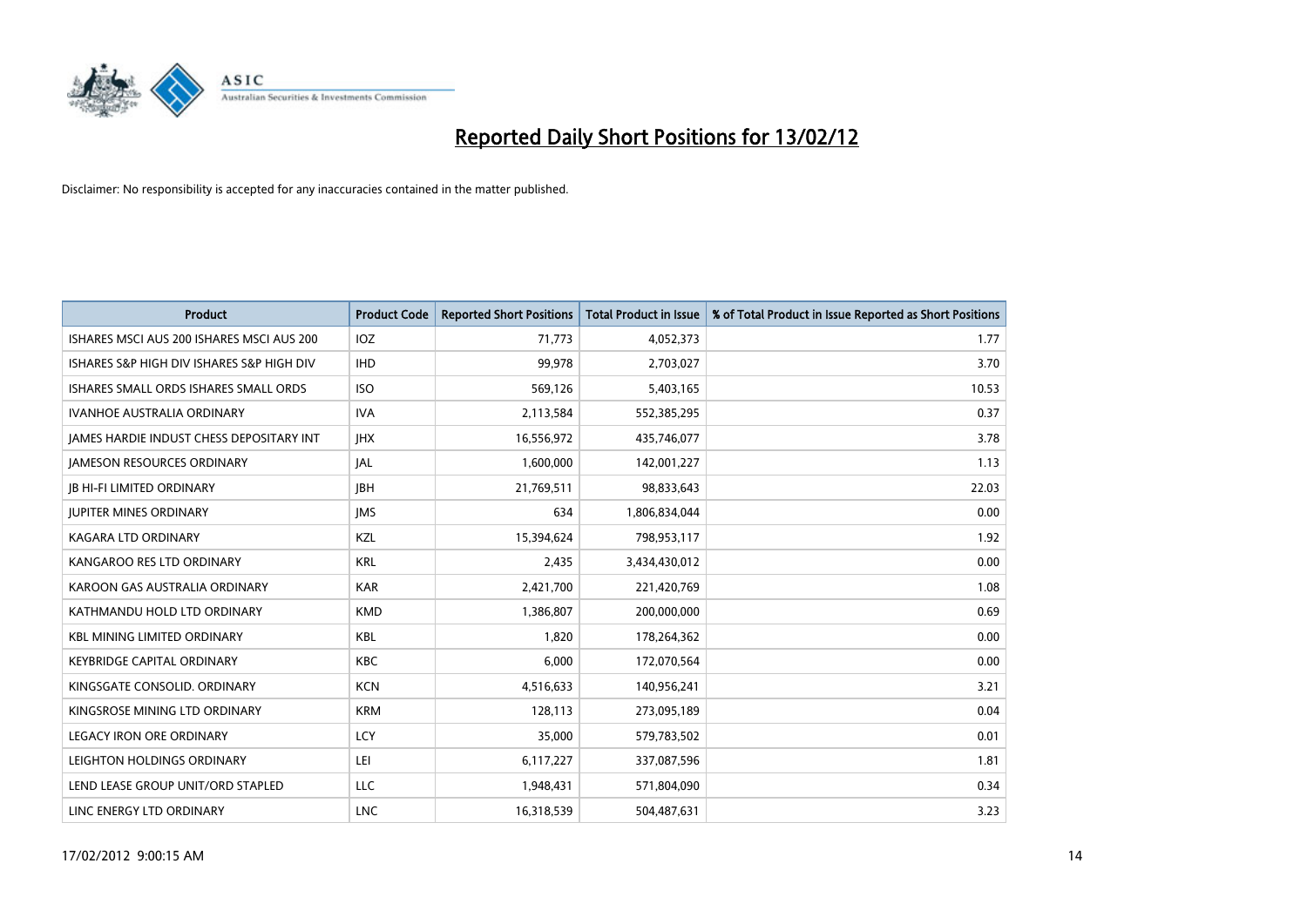# Reported Daily Short Positions for 13/02/12

Disclaimer: No responsibility is accepted for any inaccuracies contained in the matter published.

| Product | Product Code | Reported Short Positions | Total Product in Issue | % of Total Product in Issue Reported as Short Positions |
|---|---|---|---|---|
| ISHARES MSCI AUS 200 ISHARES MSCI AUS 200 | IOZ | 71,773 | 4,052,373 | 1.77 |
| ISHARES S&P HIGH DIV ISHARES S&P HIGH DIV | IHD | 99,978 | 2,703,027 | 3.70 |
| ISHARES SMALL ORDS ISHARES SMALL ORDS | ISO | 569,126 | 5,403,165 | 10.53 |
| IVANHOE AUSTRALIA ORDINARY | IVA | 2,113,584 | 552,385,295 | 0.37 |
| JAMES HARDIE INDUST CHESS DEPOSITARY INT | JHX | 16,556,972 | 435,746,077 | 3.78 |
| JAMESON RESOURCES ORDINARY | JAL | 1,600,000 | 142,001,227 | 1.13 |
| JB HI-FI LIMITED ORDINARY | JBH | 21,769,511 | 98,833,643 | 22.03 |
| JUPITER MINES ORDINARY | JMS | 634 | 1,806,834,044 | 0.00 |
| KAGARA LTD ORDINARY | KZL | 15,394,624 | 798,953,117 | 1.92 |
| KANGAROO RES LTD ORDINARY | KRL | 2,435 | 3,434,430,012 | 0.00 |
| KAROON GAS AUSTRALIA ORDINARY | KAR | 2,421,700 | 221,420,769 | 1.08 |
| KATHMANDU HOLD LTD ORDINARY | KMD | 1,386,807 | 200,000,000 | 0.69 |
| KBL MINING LIMITED ORDINARY | KBL | 1,820 | 178,264,362 | 0.00 |
| KEYBRIDGE CAPITAL ORDINARY | KBC | 6,000 | 172,070,564 | 0.00 |
| KINGSGATE CONSOLID. ORDINARY | KCN | 4,516,633 | 140,956,241 | 3.21 |
| KINGSROSE MINING LTD ORDINARY | KRM | 128,113 | 273,095,189 | 0.04 |
| LEGACY IRON ORE ORDINARY | LCY | 35,000 | 579,783,502 | 0.01 |
| LEIGHTON HOLDINGS ORDINARY | LEI | 6,117,227 | 337,087,596 | 1.81 |
| LEND LEASE GROUP UNIT/ORD STAPLED | LLC | 1,948,431 | 571,804,090 | 0.34 |
| LINC ENERGY LTD ORDINARY | LNC | 16,318,539 | 504,487,631 | 3.23 |

17/02/2012 9:00:15 AM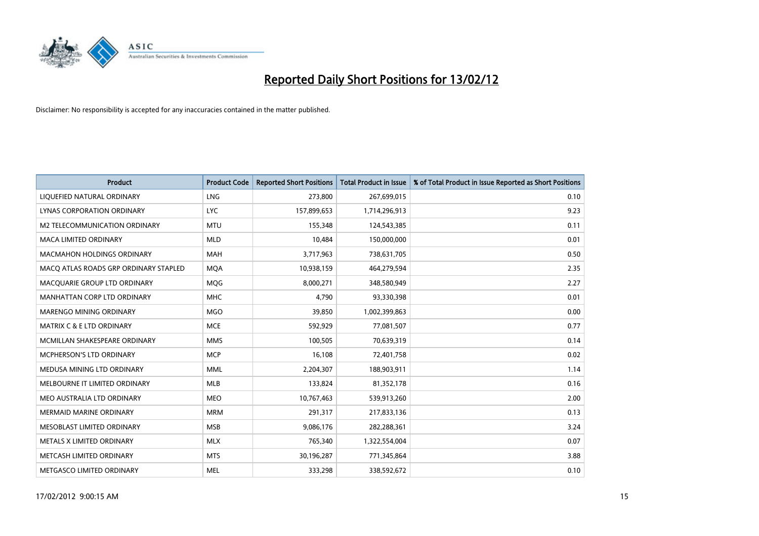# Reported Daily Short Positions for 13/02/12

Disclaimer: No responsibility is accepted for any inaccuracies contained in the matter published.

| Product | Product Code | Reported Short Positions | Total Product in Issue | % of Total Product in Issue Reported as Short Positions |
|---|---|---|---|---|
| LIQUEFIED NATURAL ORDINARY | LNG | 273,800 | 267,699,015 | 0.10 |
| LYNAS CORPORATION ORDINARY | LYC | 157,899,653 | 1,714,296,913 | 9.23 |
| M2 TELECOMMUNICATION ORDINARY | MTU | 155,348 | 124,543,385 | 0.11 |
| MACA LIMITED ORDINARY | MLD | 10,484 | 150,000,000 | 0.01 |
| MACMAHON HOLDINGS ORDINARY | MAH | 3,717,963 | 738,631,705 | 0.50 |
| MACQ ATLAS ROADS GRP ORDINARY STAPLED | MQA | 10,938,159 | 464,279,594 | 2.35 |
| MACQUARIE GROUP LTD ORDINARY | MQG | 8,000,271 | 348,580,949 | 2.27 |
| MANHATTAN CORP LTD ORDINARY | MHC | 4,790 | 93,330,398 | 0.01 |
| MARENGO MINING ORDINARY | MGO | 39,850 | 1,002,399,863 | 0.00 |
| MATRIX C & E LTD ORDINARY | MCE | 592,929 | 77,081,507 | 0.77 |
| MCMILLAN SHAKESPEARE ORDINARY | MMS | 100,505 | 70,639,319 | 0.14 |
| MCPHERSON'S LTD ORDINARY | MCP | 16,108 | 72,401,758 | 0.02 |
| MEDUSA MINING LTD ORDINARY | MML | 2,204,307 | 188,903,911 | 1.14 |
| MELBOURNE IT LIMITED ORDINARY | MLB | 133,824 | 81,352,178 | 0.16 |
| MEO AUSTRALIA LTD ORDINARY | MEO | 10,767,463 | 539,913,260 | 2.00 |
| MERMAID MARINE ORDINARY | MRM | 291,317 | 217,833,136 | 0.13 |
| MESOBLAST LIMITED ORDINARY | MSB | 9,086,176 | 282,288,361 | 3.24 |
| METALS X LIMITED ORDINARY | MLX | 765,340 | 1,322,554,004 | 0.07 |
| METCASH LIMITED ORDINARY | MTS | 30,196,287 | 771,345,864 | 3.88 |
| METGASCO LIMITED ORDINARY | MEL | 333,298 | 338,592,672 | 0.10 |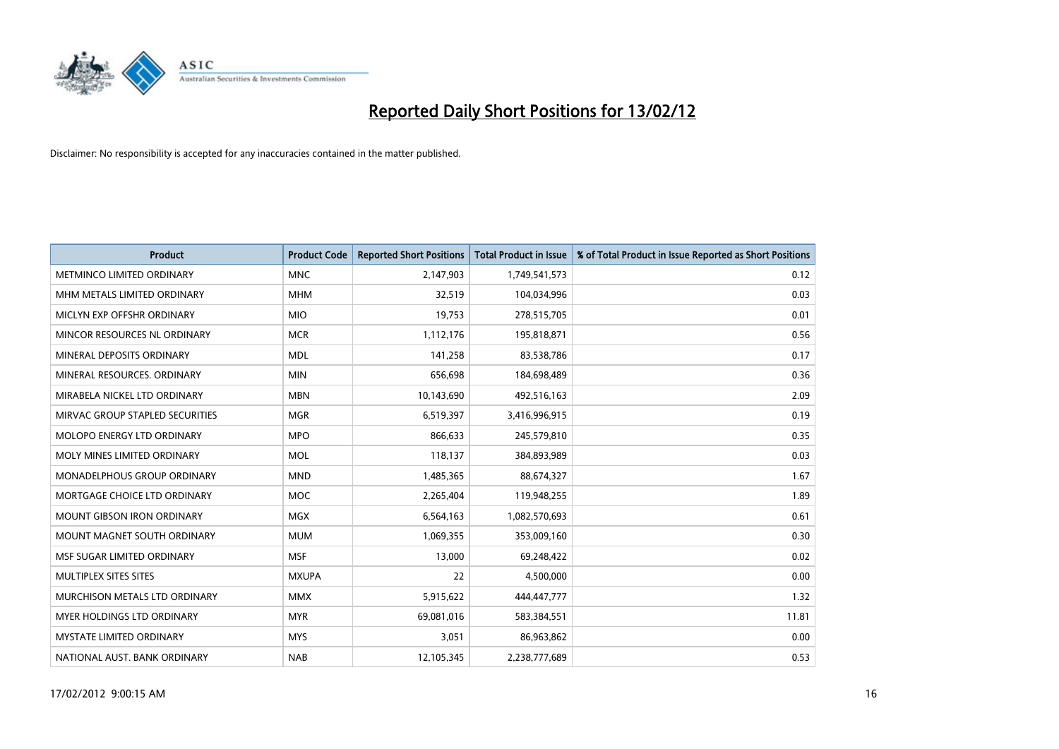# Reported Daily Short Positions for 13/02/12

Disclaimer: No responsibility is accepted for any inaccuracies contained in the matter published.

| Product | Product Code | Reported Short Positions | Total Product in Issue | % of Total Product in Issue Reported as Short Positions |
|---|---|---|---|---|
| METMINCO LIMITED ORDINARY | MNC | 2,147,903 | 1,749,541,573 | 0.12 |
| MHM METALS LIMITED ORDINARY | MHM | 32,519 | 104,034,996 | 0.03 |
| MICLYN EXP OFFSHR ORDINARY | MIO | 19,753 | 278,515,705 | 0.01 |
| MINCOR RESOURCES NL ORDINARY | MCR | 1,112,176 | 195,818,871 | 0.56 |
| MINERAL DEPOSITS ORDINARY | MDL | 141,258 | 83,538,786 | 0.17 |
| MINERAL RESOURCES. ORDINARY | MIN | 656,698 | 184,698,489 | 0.36 |
| MIRABELA NICKEL LTD ORDINARY | MBN | 10,143,690 | 492,516,163 | 2.09 |
| MIRVAC GROUP STAPLED SECURITIES | MGR | 6,519,397 | 3,416,996,915 | 0.19 |
| MOLOPO ENERGY LTD ORDINARY | MPO | 866,633 | 245,579,810 | 0.35 |
| MOLY MINES LIMITED ORDINARY | MOL | 118,137 | 384,893,989 | 0.03 |
| MONADELPHOUS GROUP ORDINARY | MND | 1,485,365 | 88,674,327 | 1.67 |
| MORTGAGE CHOICE LTD ORDINARY | MOC | 2,265,404 | 119,948,255 | 1.89 |
| MOUNT GIBSON IRON ORDINARY | MGX | 6,564,163 | 1,082,570,693 | 0.61 |
| MOUNT MAGNET SOUTH ORDINARY | MUM | 1,069,355 | 353,009,160 | 0.30 |
| MSF SUGAR LIMITED ORDINARY | MSF | 13,000 | 69,248,422 | 0.02 |
| MULTIPLEX SITES SITES | MXUPA | 22 | 4,500,000 | 0.00 |
| MURCHISON METALS LTD ORDINARY | MMX | 5,915,622 | 444,447,777 | 1.32 |
| MYER HOLDINGS LTD ORDINARY | MYR | 69,081,016 | 583,384,551 | 11.81 |
| MYSTATE LIMITED ORDINARY | MYS | 3,051 | 86,963,862 | 0.00 |
| NATIONAL AUST. BANK ORDINARY | NAB | 12,105,345 | 2,238,777,689 | 0.53 |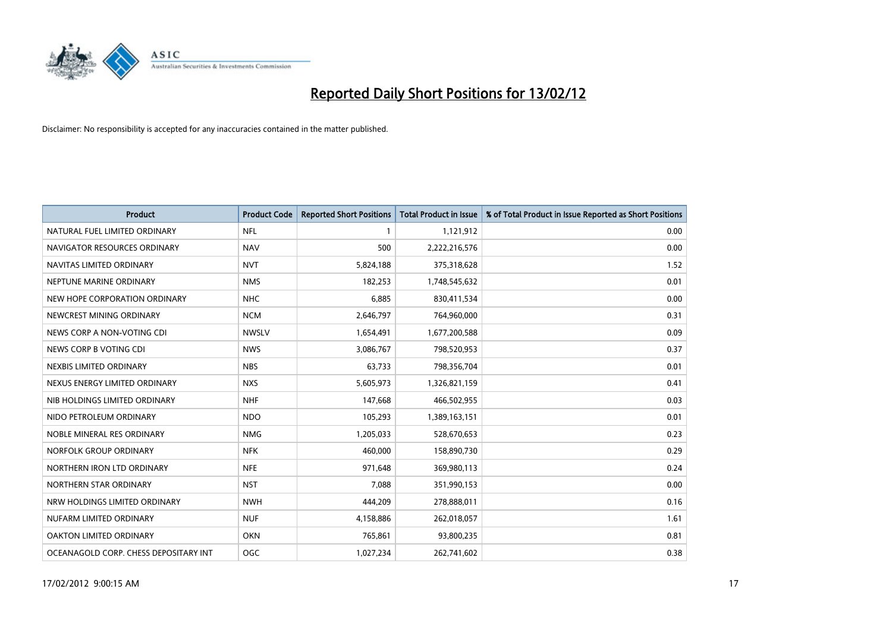# Reported Daily Short Positions for 13/02/12

Disclaimer: No responsibility is accepted for any inaccuracies contained in the matter published.

| Product | Product Code | Reported Short Positions | Total Product in Issue | % of Total Product in Issue Reported as Short Positions |
|---|---|---|---|---|
| NATURAL FUEL LIMITED ORDINARY | NFL | 1 | 1,121,912 | 0.00 |
| NAVIGATOR RESOURCES ORDINARY | NAV | 500 | 2,222,216,576 | 0.00 |
| NAVITAS LIMITED ORDINARY | NVT | 5,824,188 | 375,318,628 | 1.52 |
| NEPTUNE MARINE ORDINARY | NMS | 182,253 | 1,748,545,632 | 0.01 |
| NEW HOPE CORPORATION ORDINARY | NHC | 6,885 | 830,411,534 | 0.00 |
| NEWCREST MINING ORDINARY | NCM | 2,646,797 | 764,960,000 | 0.31 |
| NEWS CORP A NON-VOTING CDI | NWSLV | 1,654,491 | 1,677,200,588 | 0.09 |
| NEWS CORP B VOTING CDI | NWS | 3,086,767 | 798,520,953 | 0.37 |
| NEXBIS LIMITED ORDINARY | NBS | 63,733 | 798,356,704 | 0.01 |
| NEXUS ENERGY LIMITED ORDINARY | NXS | 5,605,973 | 1,326,821,159 | 0.41 |
| NIB HOLDINGS LIMITED ORDINARY | NHF | 147,668 | 466,502,955 | 0.03 |
| NIDO PETROLEUM ORDINARY | NDO | 105,293 | 1,389,163,151 | 0.01 |
| NOBLE MINERAL RES ORDINARY | NMG | 1,205,033 | 528,670,653 | 0.23 |
| NORFOLK GROUP ORDINARY | NFK | 460,000 | 158,890,730 | 0.29 |
| NORTHERN IRON LTD ORDINARY | NFE | 971,648 | 369,980,113 | 0.24 |
| NORTHERN STAR ORDINARY | NST | 7,088 | 351,990,153 | 0.00 |
| NRW HOLDINGS LIMITED ORDINARY | NWH | 444,209 | 278,888,011 | 0.16 |
| NUFARM LIMITED ORDINARY | NUF | 4,158,886 | 262,018,057 | 1.61 |
| OAKTON LIMITED ORDINARY | OKN | 765,861 | 93,800,235 | 0.81 |
| OCEANAGOLD CORP. CHESS DEPOSITARY INT | OGC | 1,027,234 | 262,741,602 | 0.38 |

17/02/2012 9:00:15 AM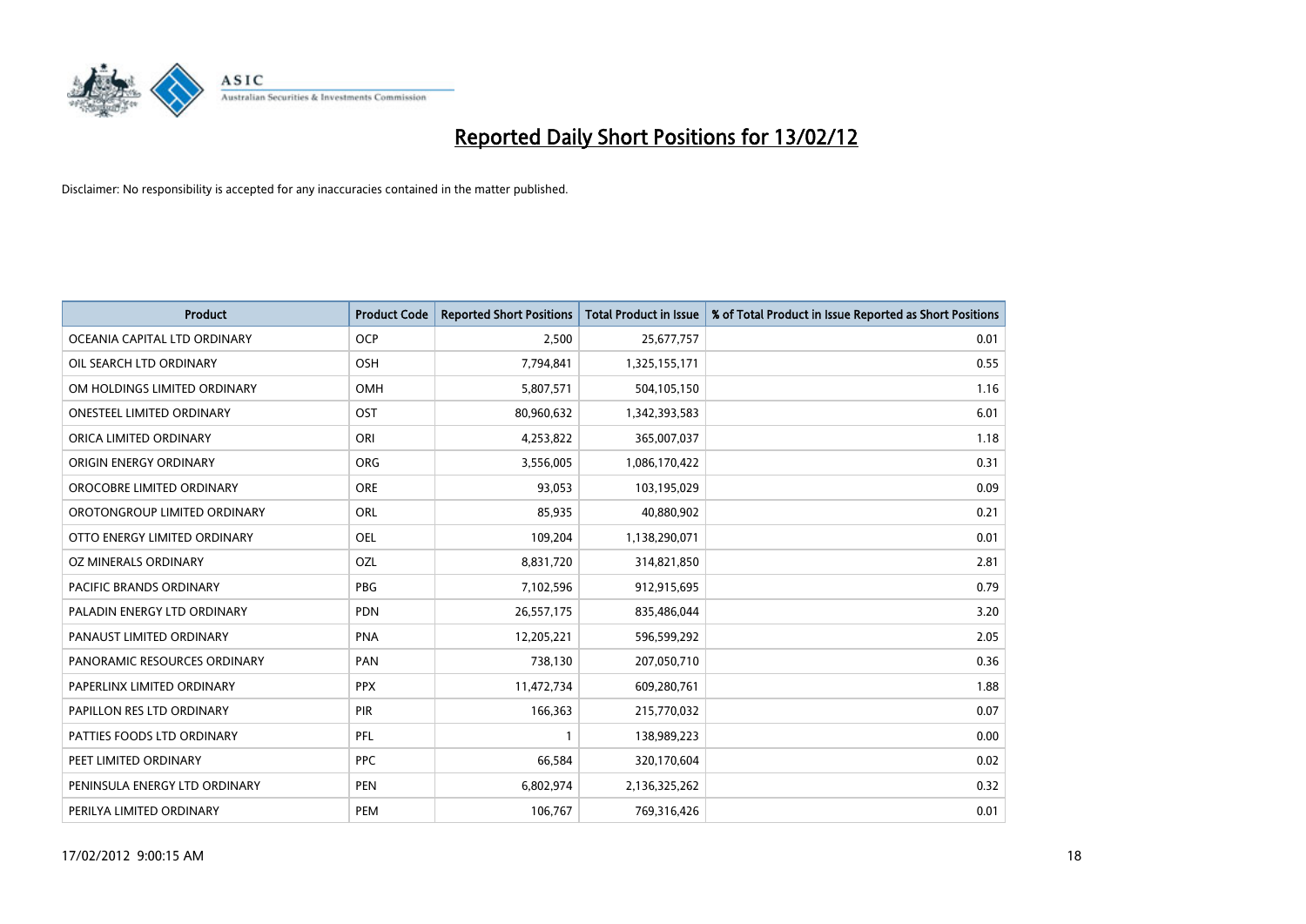# Reported Daily Short Positions for 13/02/12

Disclaimer: No responsibility is accepted for any inaccuracies contained in the matter published.

| Product | Product Code | Reported Short Positions | Total Product in Issue | % of Total Product in Issue Reported as Short Positions |
|---|---|---|---|---|
| OCEANIA CAPITAL LTD ORDINARY | OCP | 2,500 | 25,677,757 | 0.01 |
| OIL SEARCH LTD ORDINARY | OSH | 7,794,841 | 1,325,155,171 | 0.55 |
| OM HOLDINGS LIMITED ORDINARY | OMH | 5,807,571 | 504,105,150 | 1.16 |
| ONESTEEL LIMITED ORDINARY | OST | 80,960,632 | 1,342,393,583 | 6.01 |
| ORICA LIMITED ORDINARY | ORI | 4,253,822 | 365,007,037 | 1.18 |
| ORIGIN ENERGY ORDINARY | ORG | 3,556,005 | 1,086,170,422 | 0.31 |
| OROCOBRE LIMITED ORDINARY | ORE | 93,053 | 103,195,029 | 0.09 |
| OROTONGROUP LIMITED ORDINARY | ORL | 85,935 | 40,880,902 | 0.21 |
| OTTO ENERGY LIMITED ORDINARY | OEL | 109,204 | 1,138,290,071 | 0.01 |
| OZ MINERALS ORDINARY | OZL | 8,831,720 | 314,821,850 | 2.81 |
| PACIFIC BRANDS ORDINARY | PBG | 7,102,596 | 912,915,695 | 0.79 |
| PALADIN ENERGY LTD ORDINARY | PDN | 26,557,175 | 835,486,044 | 3.20 |
| PANAUST LIMITED ORDINARY | PNA | 12,205,221 | 596,599,292 | 2.05 |
| PANORAMIC RESOURCES ORDINARY | PAN | 738,130 | 207,050,710 | 0.36 |
| PAPERLINX LIMITED ORDINARY | PPX | 11,472,734 | 609,280,761 | 1.88 |
| PAPILLON RES LTD ORDINARY | PIR | 166,363 | 215,770,032 | 0.07 |
| PATTIES FOODS LTD ORDINARY | PFL | 1 | 138,989,223 | 0.00 |
| PEET LIMITED ORDINARY | PPC | 66,584 | 320,170,604 | 0.02 |
| PENINSULA ENERGY LTD ORDINARY | PEN | 6,802,974 | 2,136,325,262 | 0.32 |
| PERILYA LIMITED ORDINARY | PEM | 106,767 | 769,316,426 | 0.01 |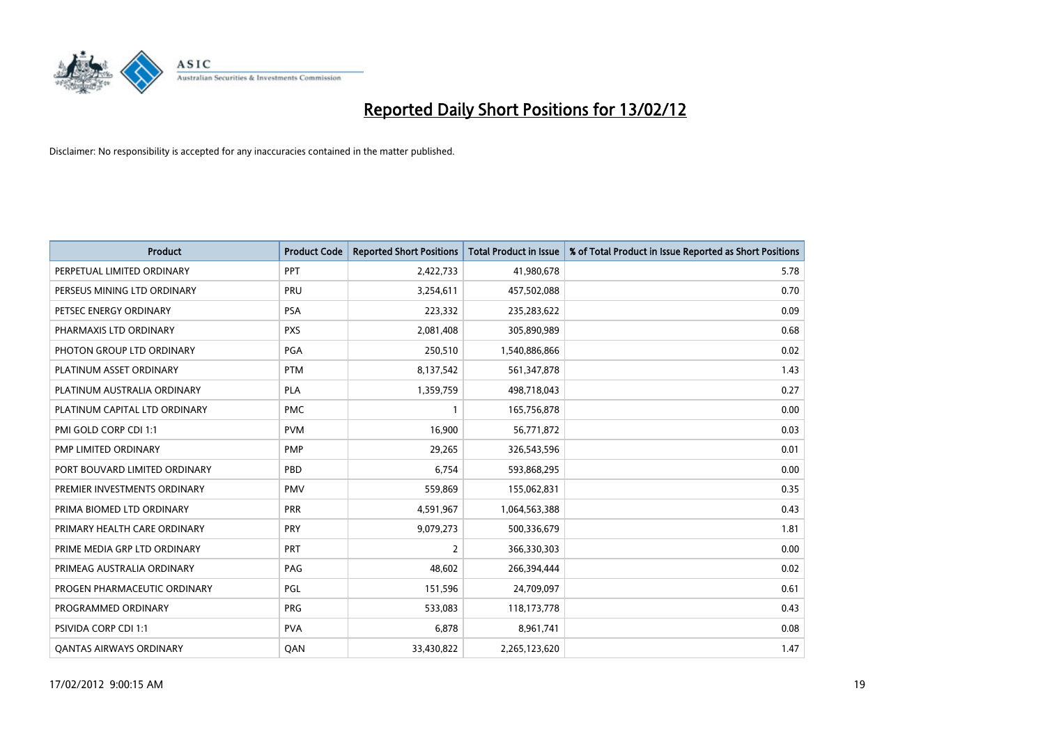# Reported Daily Short Positions for 13/02/12

Disclaimer: No responsibility is accepted for any inaccuracies contained in the matter published.

| Product | Product Code | Reported Short Positions | Total Product in Issue | % of Total Product in Issue Reported as Short Positions |
|---|---|---|---|---|
| PERPETUAL LIMITED ORDINARY | PPT | 2,422,733 | 41,980,678 | 5.78 |
| PERSEUS MINING LTD ORDINARY | PRU | 3,254,611 | 457,502,088 | 0.70 |
| PETSEC ENERGY ORDINARY | PSA | 223,332 | 235,283,622 | 0.09 |
| PHARMAXIS LTD ORDINARY | PXS | 2,081,408 | 305,890,989 | 0.68 |
| PHOTON GROUP LTD ORDINARY | PGA | 250,510 | 1,540,886,866 | 0.02 |
| PLATINUM ASSET ORDINARY | PTM | 8,137,542 | 561,347,878 | 1.43 |
| PLATINUM AUSTRALIA ORDINARY | PLA | 1,359,759 | 498,718,043 | 0.27 |
| PLATINUM CAPITAL LTD ORDINARY | PMC | 1 | 165,756,878 | 0.00 |
| PMI GOLD CORP CDI 1:1 | PVM | 16,900 | 56,771,872 | 0.03 |
| PMP LIMITED ORDINARY | PMP | 29,265 | 326,543,596 | 0.01 |
| PORT BOUVARD LIMITED ORDINARY | PBD | 6,754 | 593,868,295 | 0.00 |
| PREMIER INVESTMENTS ORDINARY | PMV | 559,869 | 155,062,831 | 0.35 |
| PRIMA BIOMED LTD ORDINARY | PRR | 4,591,967 | 1,064,563,388 | 0.43 |
| PRIMARY HEALTH CARE ORDINARY | PRY | 9,079,273 | 500,336,679 | 1.81 |
| PRIME MEDIA GRP LTD ORDINARY | PRT | 2 | 366,330,303 | 0.00 |
| PRIMEAG AUSTRALIA ORDINARY | PAG | 48,602 | 266,394,444 | 0.02 |
| PROGEN PHARMACEUTIC ORDINARY | PGL | 151,596 | 24,709,097 | 0.61 |
| PROGRAMMED ORDINARY | PRG | 533,083 | 118,173,778 | 0.43 |
| PSIVIDA CORP CDI 1:1 | PVA | 6,878 | 8,961,741 | 0.08 |
| QANTAS AIRWAYS ORDINARY | QAN | 33,430,822 | 2,265,123,620 | 1.47 |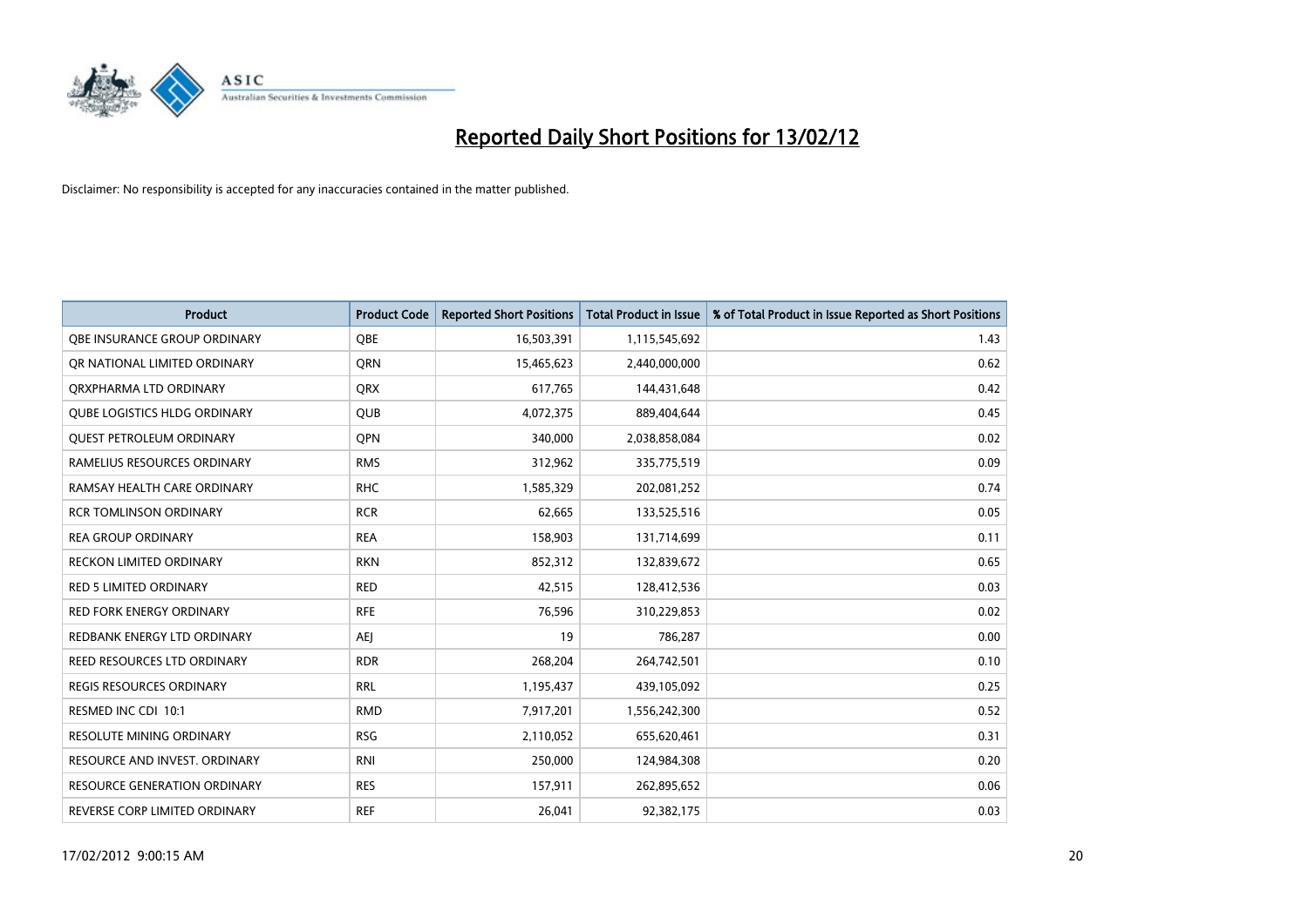# Reported Daily Short Positions for 13/02/12

Disclaimer: No responsibility is accepted for any inaccuracies contained in the matter published.

| Product | Product Code | Reported Short Positions | Total Product in Issue | % of Total Product in Issue Reported as Short Positions |
|---|---|---|---|---|
| QBE INSURANCE GROUP ORDINARY | QBE | 16,503,391 | 1,115,545,692 | 1.43 |
| QR NATIONAL LIMITED ORDINARY | QRN | 15,465,623 | 2,440,000,000 | 0.62 |
| QRXPHARMA LTD ORDINARY | QRX | 617,765 | 144,431,648 | 0.42 |
| QUBE LOGISTICS HLDG ORDINARY | QUB | 4,072,375 | 889,404,644 | 0.45 |
| QUEST PETROLEUM ORDINARY | QPN | 340,000 | 2,038,858,084 | 0.02 |
| RAMELIUS RESOURCES ORDINARY | RMS | 312,962 | 335,775,519 | 0.09 |
| RAMSAY HEALTH CARE ORDINARY | RHC | 1,585,329 | 202,081,252 | 0.74 |
| RCR TOMLINSON ORDINARY | RCR | 62,665 | 133,525,516 | 0.05 |
| REA GROUP ORDINARY | REA | 158,903 | 131,714,699 | 0.11 |
| RECKON LIMITED ORDINARY | RKN | 852,312 | 132,839,672 | 0.65 |
| RED 5 LIMITED ORDINARY | RED | 42,515 | 128,412,536 | 0.03 |
| RED FORK ENERGY ORDINARY | RFE | 76,596 | 310,229,853 | 0.02 |
| REDBANK ENERGY LTD ORDINARY | AEJ | 19 | 786,287 | 0.00 |
| REED RESOURCES LTD ORDINARY | RDR | 268,204 | 264,742,501 | 0.10 |
| REGIS RESOURCES ORDINARY | RRL | 1,195,437 | 439,105,092 | 0.25 |
| RESMED INC CDI 10:1 | RMD | 7,917,201 | 1,556,242,300 | 0.52 |
| RESOLUTE MINING ORDINARY | RSG | 2,110,052 | 655,620,461 | 0.31 |
| RESOURCE AND INVEST. ORDINARY | RNI | 250,000 | 124,984,308 | 0.20 |
| RESOURCE GENERATION ORDINARY | RES | 157,911 | 262,895,652 | 0.06 |
| REVERSE CORP LIMITED ORDINARY | REF | 26,041 | 92,382,175 | 0.03 |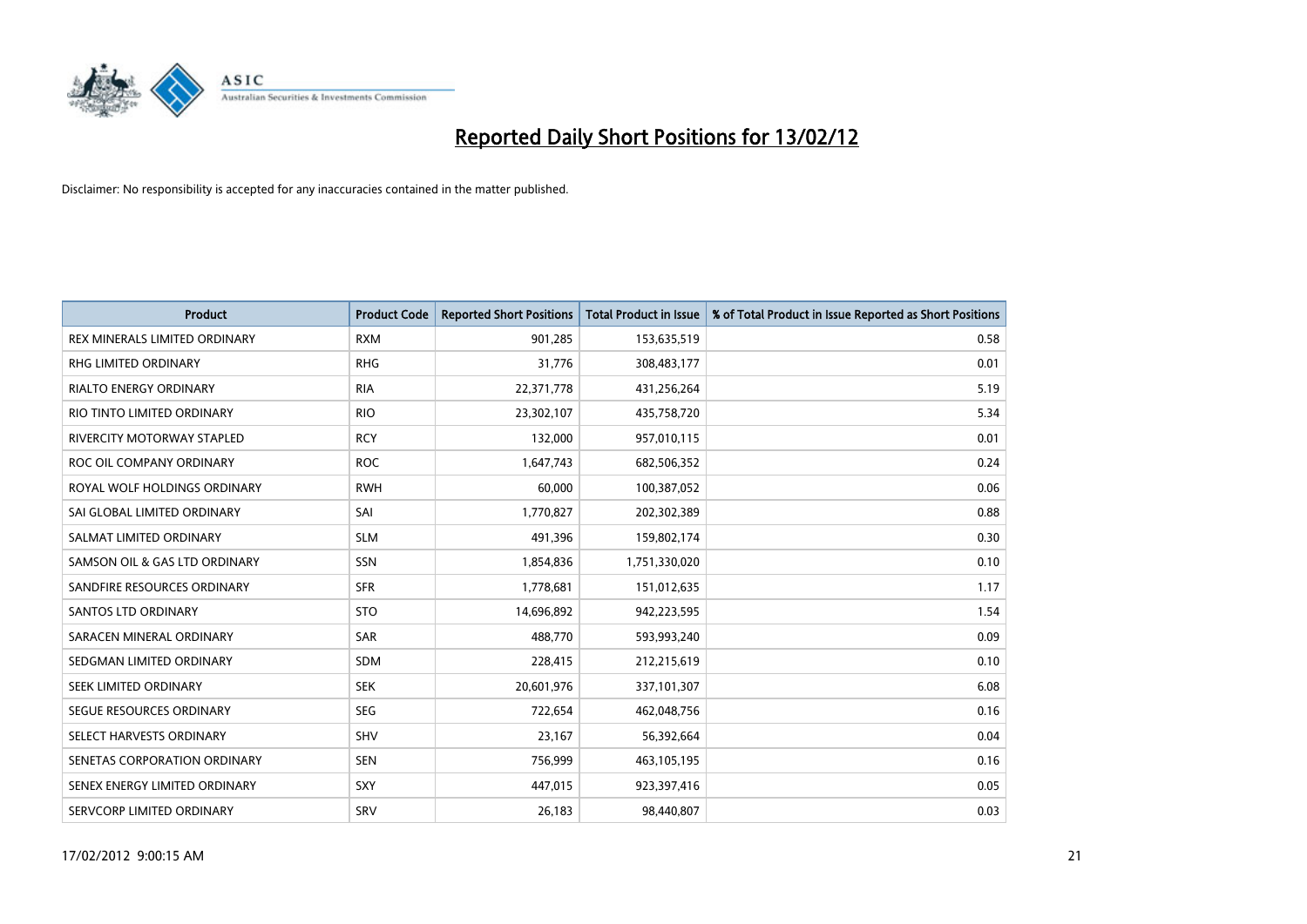# Reported Daily Short Positions for 13/02/12

Disclaimer: No responsibility is accepted for any inaccuracies contained in the matter published.

| Product | Product Code | Reported Short Positions | Total Product in Issue | % of Total Product in Issue Reported as Short Positions |
|---|---|---|---|---|
| REX MINERALS LIMITED ORDINARY | RXM | 901,285 | 153,635,519 | 0.58 |
| RHG LIMITED ORDINARY | RHG | 31,776 | 308,483,177 | 0.01 |
| RIALTO ENERGY ORDINARY | RIA | 22,371,778 | 431,256,264 | 5.19 |
| RIO TINTO LIMITED ORDINARY | RIO | 23,302,107 | 435,758,720 | 5.34 |
| RIVERCITY MOTORWAY STAPLED | RCY | 132,000 | 957,010,115 | 0.01 |
| ROC OIL COMPANY ORDINARY | ROC | 1,647,743 | 682,506,352 | 0.24 |
| ROYAL WOLF HOLDINGS ORDINARY | RWH | 60,000 | 100,387,052 | 0.06 |
| SAI GLOBAL LIMITED ORDINARY | SAI | 1,770,827 | 202,302,389 | 0.88 |
| SALMAT LIMITED ORDINARY | SLM | 491,396 | 159,802,174 | 0.30 |
| SAMSON OIL & GAS LTD ORDINARY | SSN | 1,854,836 | 1,751,330,020 | 0.10 |
| SANDFIRE RESOURCES ORDINARY | SFR | 1,778,681 | 151,012,635 | 1.17 |
| SANTOS LTD ORDINARY | STO | 14,696,892 | 942,223,595 | 1.54 |
| SARACEN MINERAL ORDINARY | SAR | 488,770 | 593,993,240 | 0.09 |
| SEDGMAN LIMITED ORDINARY | SDM | 228,415 | 212,215,619 | 0.10 |
| SEEK LIMITED ORDINARY | SEK | 20,601,976 | 337,101,307 | 6.08 |
| SEGUE RESOURCES ORDINARY | SEG | 722,654 | 462,048,756 | 0.16 |
| SELECT HARVESTS ORDINARY | SHV | 23,167 | 56,392,664 | 0.04 |
| SENETAS CORPORATION ORDINARY | SEN | 756,999 | 463,105,195 | 0.16 |
| SENEX ENERGY LIMITED ORDINARY | SXY | 447,015 | 923,397,416 | 0.05 |
| SERVCORP LIMITED ORDINARY | SRV | 26,183 | 98,440,807 | 0.03 |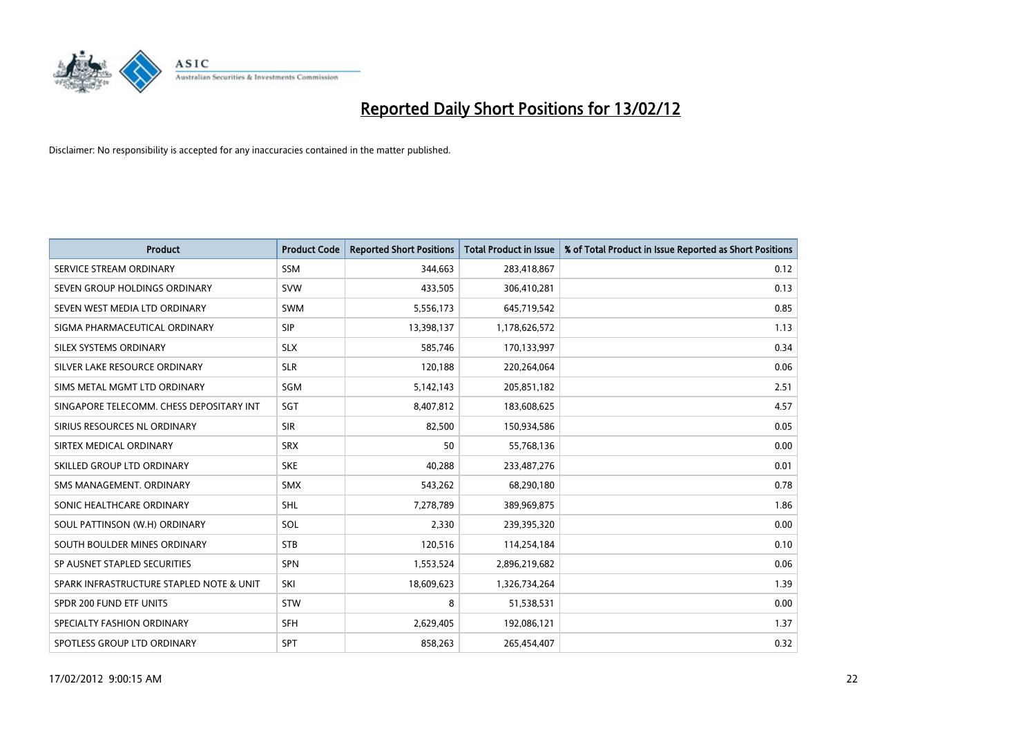# Reported Daily Short Positions for 13/02/12

Disclaimer: No responsibility is accepted for any inaccuracies contained in the matter published.

| Product | Product Code | Reported Short Positions | Total Product in Issue | % of Total Product in Issue Reported as Short Positions |
|---|---|---|---|---|
| SERVICE STREAM ORDINARY | SSM | 344,663 | 283,418,867 | 0.12 |
| SEVEN GROUP HOLDINGS ORDINARY | SVW | 433,505 | 306,410,281 | 0.13 |
| SEVEN WEST MEDIA LTD ORDINARY | SWM | 5,556,173 | 645,719,542 | 0.85 |
| SIGMA PHARMACEUTICAL ORDINARY | SIP | 13,398,137 | 1,178,626,572 | 1.13 |
| SILEX SYSTEMS ORDINARY | SLX | 585,746 | 170,133,997 | 0.34 |
| SILVER LAKE RESOURCE ORDINARY | SLR | 120,188 | 220,264,064 | 0.06 |
| SIMS METAL MGMT LTD ORDINARY | SGM | 5,142,143 | 205,851,182 | 2.51 |
| SINGAPORE TELECOMM. CHESS DEPOSITARY INT | SGT | 8,407,812 | 183,608,625 | 4.57 |
| SIRIUS RESOURCES NL ORDINARY | SIR | 82,500 | 150,934,586 | 0.05 |
| SIRTEX MEDICAL ORDINARY | SRX | 50 | 55,768,136 | 0.00 |
| SKILLED GROUP LTD ORDINARY | SKE | 40,288 | 233,487,276 | 0.01 |
| SMS MANAGEMENT. ORDINARY | SMX | 543,262 | 68,290,180 | 0.78 |
| SONIC HEALTHCARE ORDINARY | SHL | 7,278,789 | 389,969,875 | 1.86 |
| SOUL PATTINSON (W.H) ORDINARY | SOL | 2,330 | 239,395,320 | 0.00 |
| SOUTH BOULDER MINES ORDINARY | STB | 120,516 | 114,254,184 | 0.10 |
| SP AUSNET STAPLED SECURITIES | SPN | 1,553,524 | 2,896,219,682 | 0.06 |
| SPARK INFRASTRUCTURE STAPLED NOTE & UNIT | SKI | 18,609,623 | 1,326,734,264 | 1.39 |
| SPDR 200 FUND ETF UNITS | STW | 8 | 51,538,531 | 0.00 |
| SPECIALTY FASHION ORDINARY | SFH | 2,629,405 | 192,086,121 | 1.37 |
| SPOTLESS GROUP LTD ORDINARY | SPT | 858,263 | 265,454,407 | 0.32 |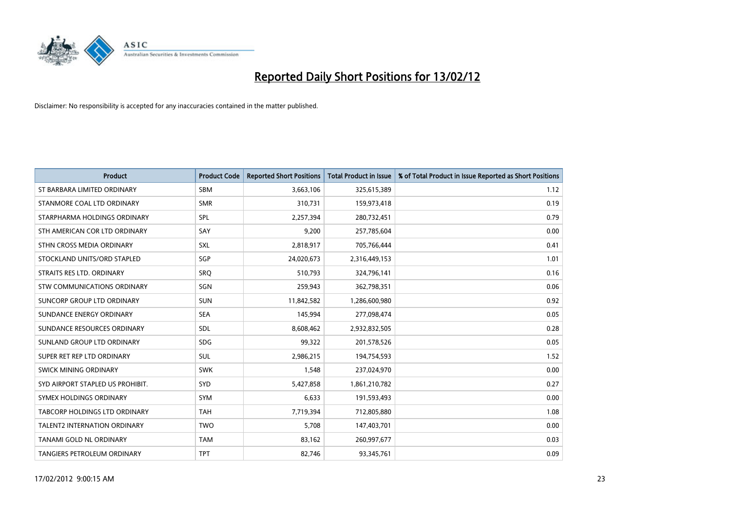# Reported Daily Short Positions for 13/02/12

Disclaimer: No responsibility is accepted for any inaccuracies contained in the matter published.

| Product | Product Code | Reported Short Positions | Total Product in Issue | % of Total Product in Issue Reported as Short Positions |
|---|---|---|---|---|
| ST BARBARA LIMITED ORDINARY | SBM | 3,663,106 | 325,615,389 | 1.12 |
| STANMORE COAL LTD ORDINARY | SMR | 310,731 | 159,973,418 | 0.19 |
| STARPHARMA HOLDINGS ORDINARY | SPL | 2,257,394 | 280,732,451 | 0.79 |
| STH AMERICAN COR LTD ORDINARY | SAY | 9,200 | 257,785,604 | 0.00 |
| STHN CROSS MEDIA ORDINARY | SXL | 2,818,917 | 705,766,444 | 0.41 |
| STOCKLAND UNITS/ORD STAPLED | SGP | 24,020,673 | 2,316,449,153 | 1.01 |
| STRAITS RES LTD. ORDINARY | SRQ | 510,793 | 324,796,141 | 0.16 |
| STW COMMUNICATIONS ORDINARY | SGN | 259,943 | 362,798,351 | 0.06 |
| SUNCORP GROUP LTD ORDINARY | SUN | 11,842,582 | 1,286,600,980 | 0.92 |
| SUNDANCE ENERGY ORDINARY | SEA | 145,994 | 277,098,474 | 0.05 |
| SUNDANCE RESOURCES ORDINARY | SDL | 8,608,462 | 2,932,832,505 | 0.28 |
| SUNLAND GROUP LTD ORDINARY | SDG | 99,322 | 201,578,526 | 0.05 |
| SUPER RET REP LTD ORDINARY | SUL | 2,986,215 | 194,754,593 | 1.52 |
| SWICK MINING ORDINARY | SWK | 1,548 | 237,024,970 | 0.00 |
| SYD AIRPORT STAPLED US PROHIBIT. | SYD | 5,427,858 | 1,861,210,782 | 0.27 |
| SYMEX HOLDINGS ORDINARY | SYM | 6,633 | 191,593,493 | 0.00 |
| TABCORP HOLDINGS LTD ORDINARY | TAH | 7,719,394 | 712,805,880 | 1.08 |
| TALENT2 INTERNATION ORDINARY | TWO | 5,708 | 147,403,701 | 0.00 |
| TANAMI GOLD NL ORDINARY | TAM | 83,162 | 260,997,677 | 0.03 |
| TANGIERS PETROLEUM ORDINARY | TPT | 82,746 | 93,345,761 | 0.09 |

17/02/2012 9:00:15 AM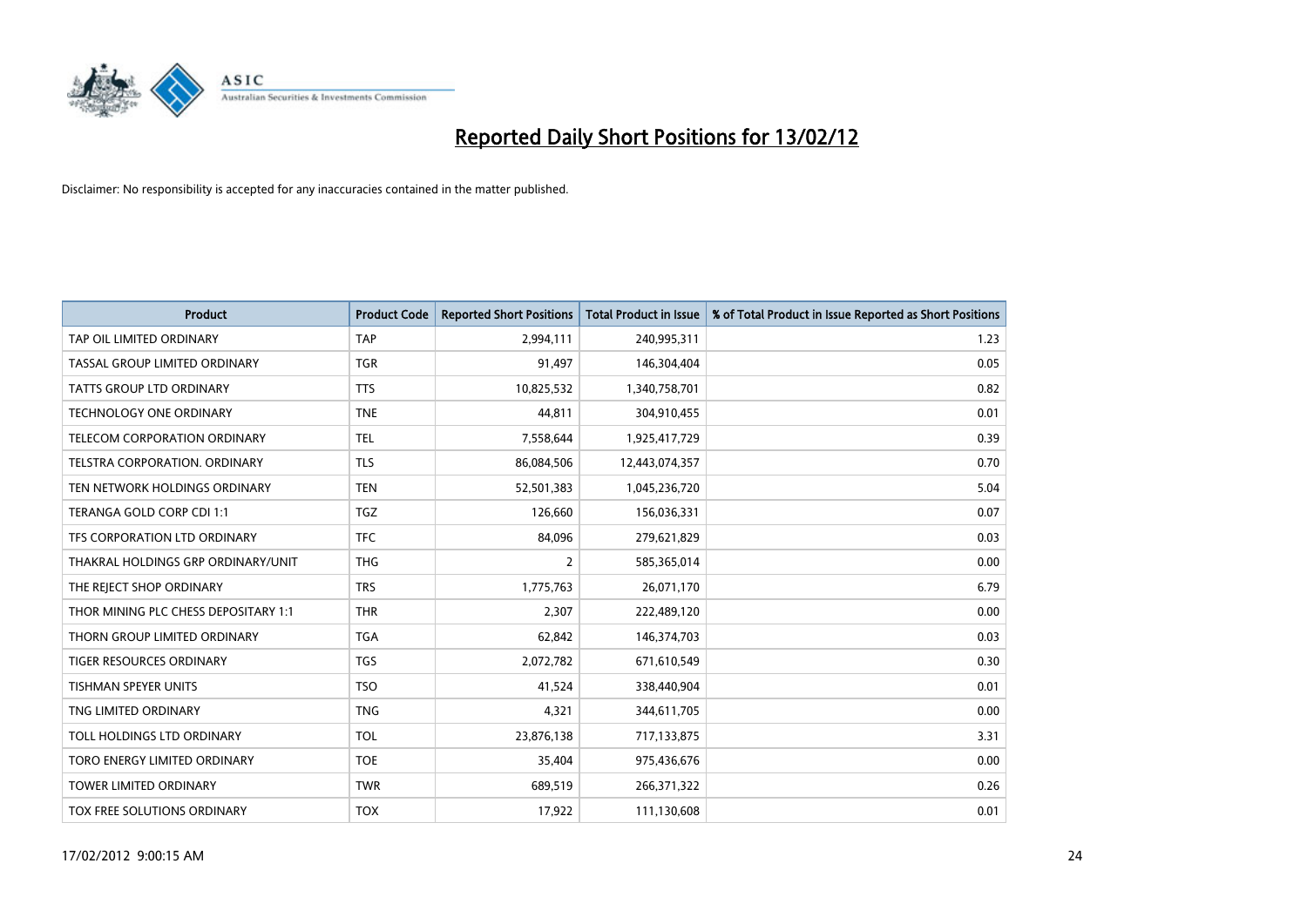# Reported Daily Short Positions for 13/02/12

Disclaimer: No responsibility is accepted for any inaccuracies contained in the matter published.

| Product | Product Code | Reported Short Positions | Total Product in Issue | % of Total Product in Issue Reported as Short Positions |
|---|---|---|---|---|
| TAP OIL LIMITED ORDINARY | TAP | 2,994,111 | 240,995,311 | 1.23 |
| TASSAL GROUP LIMITED ORDINARY | TGR | 91,497 | 146,304,404 | 0.05 |
| TATTS GROUP LTD ORDINARY | TTS | 10,825,532 | 1,340,758,701 | 0.82 |
| TECHNOLOGY ONE ORDINARY | TNE | 44,811 | 304,910,455 | 0.01 |
| TELECOM CORPORATION ORDINARY | TEL | 7,558,644 | 1,925,417,729 | 0.39 |
| TELSTRA CORPORATION. ORDINARY | TLS | 86,084,506 | 12,443,074,357 | 0.70 |
| TEN NETWORK HOLDINGS ORDINARY | TEN | 52,501,383 | 1,045,236,720 | 5.04 |
| TERANGA GOLD CORP CDI 1:1 | TGZ | 126,660 | 156,036,331 | 0.07 |
| TFS CORPORATION LTD ORDINARY | TFC | 84,096 | 279,621,829 | 0.03 |
| THAKRAL HOLDINGS GRP ORDINARY/UNIT | THG | 2 | 585,365,014 | 0.00 |
| THE REJECT SHOP ORDINARY | TRS | 1,775,763 | 26,071,170 | 6.79 |
| THOR MINING PLC CHESS DEPOSITARY 1:1 | THR | 2,307 | 222,489,120 | 0.00 |
| THORN GROUP LIMITED ORDINARY | TGA | 62,842 | 146,374,703 | 0.03 |
| TIGER RESOURCES ORDINARY | TGS | 2,072,782 | 671,610,549 | 0.30 |
| TISHMAN SPEYER UNITS | TSO | 41,524 | 338,440,904 | 0.01 |
| TNG LIMITED ORDINARY | TNG | 4,321 | 344,611,705 | 0.00 |
| TOLL HOLDINGS LTD ORDINARY | TOL | 23,876,138 | 717,133,875 | 3.31 |
| TORO ENERGY LIMITED ORDINARY | TOE | 35,404 | 975,436,676 | 0.00 |
| TOWER LIMITED ORDINARY | TWR | 689,519 | 266,371,322 | 0.26 |
| TOX FREE SOLUTIONS ORDINARY | TOX | 17,922 | 111,130,608 | 0.01 |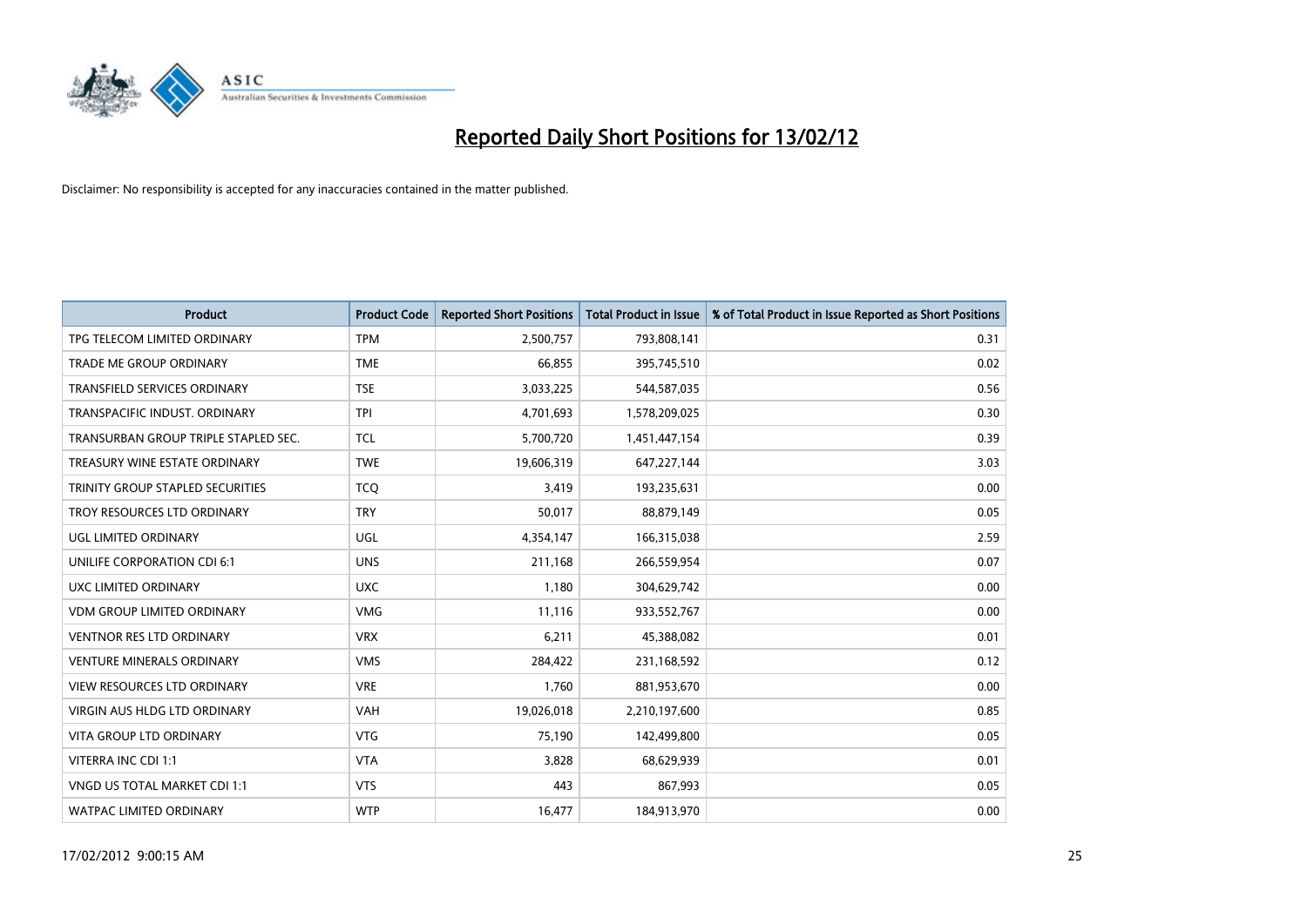# Reported Daily Short Positions for 13/02/12

Disclaimer: No responsibility is accepted for any inaccuracies contained in the matter published.

| Product | Product Code | Reported Short Positions | Total Product in Issue | % of Total Product in Issue Reported as Short Positions |
|---|---|---|---|---|
| TPG TELECOM LIMITED ORDINARY | TPM | 2,500,757 | 793,808,141 | 0.31 |
| TRADE ME GROUP ORDINARY | TME | 66,855 | 395,745,510 | 0.02 |
| TRANSFIELD SERVICES ORDINARY | TSE | 3,033,225 | 544,587,035 | 0.56 |
| TRANSPACIFIC INDUST. ORDINARY | TPI | 4,701,693 | 1,578,209,025 | 0.30 |
| TRANSURBAN GROUP TRIPLE STAPLED SEC. | TCL | 5,700,720 | 1,451,447,154 | 0.39 |
| TREASURY WINE ESTATE ORDINARY | TWE | 19,606,319 | 647,227,144 | 3.03 |
| TRINITY GROUP STAPLED SECURITIES | TCQ | 3,419 | 193,235,631 | 0.00 |
| TROY RESOURCES LTD ORDINARY | TRY | 50,017 | 88,879,149 | 0.05 |
| UGL LIMITED ORDINARY | UGL | 4,354,147 | 166,315,038 | 2.59 |
| UNILIFE CORPORATION CDI 6:1 | UNS | 211,168 | 266,559,954 | 0.07 |
| UXC LIMITED ORDINARY | UXC | 1,180 | 304,629,742 | 0.00 |
| VDM GROUP LIMITED ORDINARY | VMG | 11,116 | 933,552,767 | 0.00 |
| VENTNOR RES LTD ORDINARY | VRX | 6,211 | 45,388,082 | 0.01 |
| VENTURE MINERALS ORDINARY | VMS | 284,422 | 231,168,592 | 0.12 |
| VIEW RESOURCES LTD ORDINARY | VRE | 1,760 | 881,953,670 | 0.00 |
| VIRGIN AUS HLDG LTD ORDINARY | VAH | 19,026,018 | 2,210,197,600 | 0.85 |
| VITA GROUP LTD ORDINARY | VTG | 75,190 | 142,499,800 | 0.05 |
| VITERRA INC CDI 1:1 | VTA | 3,828 | 68,629,939 | 0.01 |
| VNGD US TOTAL MARKET CDI 1:1 | VTS | 443 | 867,993 | 0.05 |
| WATPAC LIMITED ORDINARY | WTP | 16,477 | 184,913,970 | 0.00 |

17/02/2012 9:00:15 AM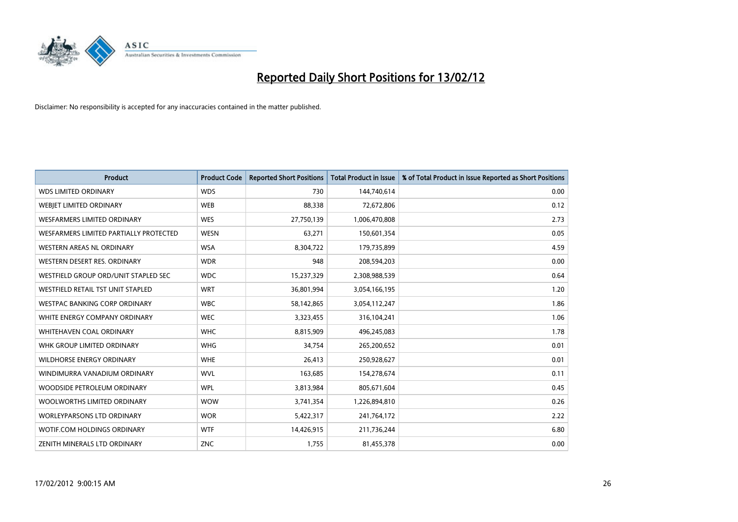# Reported Daily Short Positions for 13/02/12

Disclaimer: No responsibility is accepted for any inaccuracies contained in the matter published.

| Product | Product Code | Reported Short Positions | Total Product in Issue | % of Total Product in Issue Reported as Short Positions |
|---|---|---|---|---|
| WDS LIMITED ORDINARY | WDS | 730 | 144,740,614 | 0.00 |
| WEBJET LIMITED ORDINARY | WEB | 88,338 | 72,672,806 | 0.12 |
| WESFARMERS LIMITED ORDINARY | WES | 27,750,139 | 1,006,470,808 | 2.73 |
| WESFARMERS LIMITED PARTIALLY PROTECTED | WESN | 63,271 | 150,601,354 | 0.05 |
| WESTERN AREAS NL ORDINARY | WSA | 8,304,722 | 179,735,899 | 4.59 |
| WESTERN DESERT RES. ORDINARY | WDR | 948 | 208,594,203 | 0.00 |
| WESTFIELD GROUP ORD/UNIT STAPLED SEC | WDC | 15,237,329 | 2,308,988,539 | 0.64 |
| WESTFIELD RETAIL TST UNIT STAPLED | WRT | 36,801,994 | 3,054,166,195 | 1.20 |
| WESTPAC BANKING CORP ORDINARY | WBC | 58,142,865 | 3,054,112,247 | 1.86 |
| WHITE ENERGY COMPANY ORDINARY | WEC | 3,323,455 | 316,104,241 | 1.06 |
| WHITEHAVEN COAL ORDINARY | WHC | 8,815,909 | 496,245,083 | 1.78 |
| WHK GROUP LIMITED ORDINARY | WHG | 34,754 | 265,200,652 | 0.01 |
| WILDHORSE ENERGY ORDINARY | WHE | 26,413 | 250,928,627 | 0.01 |
| WINDIMURRA VANADIUM ORDINARY | WVL | 163,685 | 154,278,674 | 0.11 |
| WOODSIDE PETROLEUM ORDINARY | WPL | 3,813,984 | 805,671,604 | 0.45 |
| WOOLWORTHS LIMITED ORDINARY | WOW | 3,741,354 | 1,226,894,810 | 0.26 |
| WORLEYPARSONS LTD ORDINARY | WOR | 5,422,317 | 241,764,172 | 2.22 |
| WOTIF.COM HOLDINGS ORDINARY | WTF | 14,426,915 | 211,736,244 | 6.80 |
| ZENITH MINERALS LTD ORDINARY | ZNC | 1,755 | 81,455,378 | 0.00 |